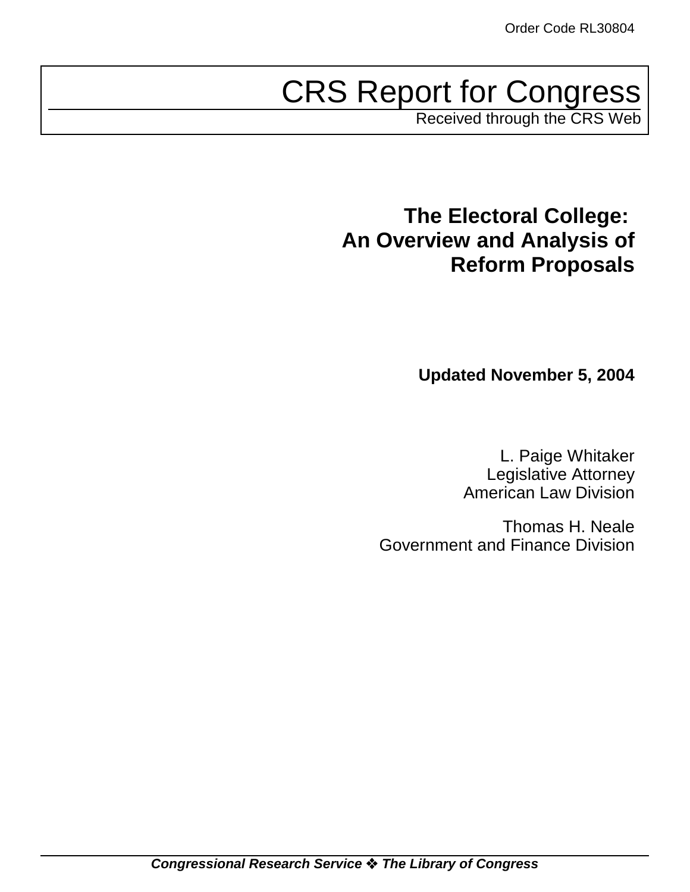Order Code RL30804

# CRS Report for Congress

Received through the CRS Web

## The Electoral College: An Overview and Analysis of Reform Proposals

**Updated November 5, 2004**

L. Paige Whitaker
Legislative Attorney
American Law Division

Thomas H. Neale
Government and Finance Division

***Congressional Research Service ❖ The Library of Congress***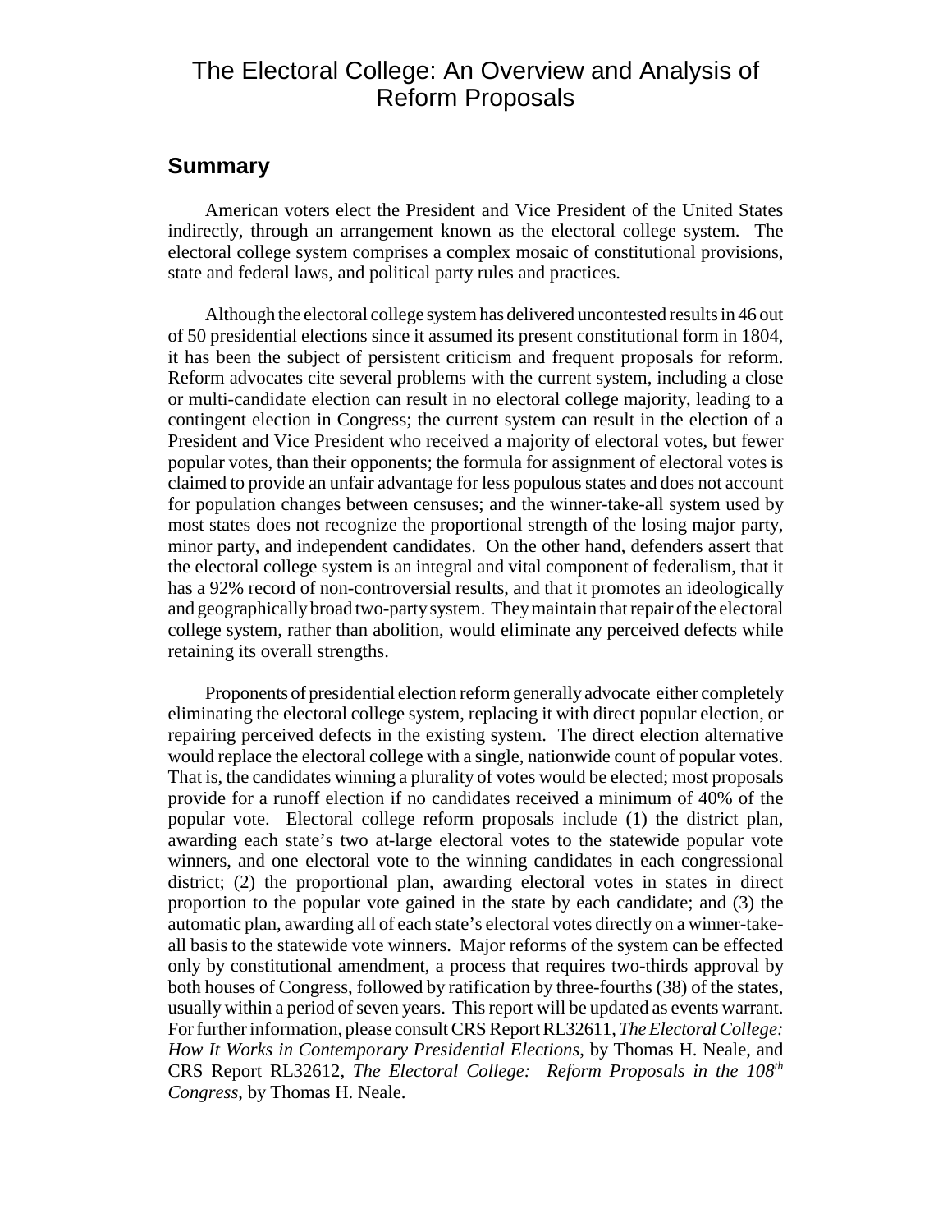# The Electoral College: An Overview and Analysis of Reform Proposals

## Summary

American voters elect the President and Vice President of the United States indirectly, through an arrangement known as the electoral college system. The electoral college system comprises a complex mosaic of constitutional provisions, state and federal laws, and political party rules and practices.

Although the electoral college system has delivered uncontested results in 46 out of 50 presidential elections since it assumed its present constitutional form in 1804, it has been the subject of persistent criticism and frequent proposals for reform. Reform advocates cite several problems with the current system, including a close or multi-candidate election can result in no electoral college majority, leading to a contingent election in Congress; the current system can result in the election of a President and Vice President who received a majority of electoral votes, but fewer popular votes, than their opponents; the formula for assignment of electoral votes is claimed to provide an unfair advantage for less populous states and does not account for population changes between censuses; and the winner-take-all system used by most states does not recognize the proportional strength of the losing major party, minor party, and independent candidates. On the other hand, defenders assert that the electoral college system is an integral and vital component of federalism, that it has a 92% record of non-controversial results, and that it promotes an ideologically and geographically broad two-party system. They maintain that repair of the electoral college system, rather than abolition, would eliminate any perceived defects while retaining its overall strengths.

Proponents of presidential election reform generally advocate either completely eliminating the electoral college system, replacing it with direct popular election, or repairing perceived defects in the existing system. The direct election alternative would replace the electoral college with a single, nationwide count of popular votes. That is, the candidates winning a plurality of votes would be elected; most proposals provide for a runoff election if no candidates received a minimum of 40% of the popular vote. Electoral college reform proposals include (1) the district plan, awarding each state's two at-large electoral votes to the statewide popular vote winners, and one electoral vote to the winning candidates in each congressional district; (2) the proportional plan, awarding electoral votes in states in direct proportion to the popular vote gained in the state by each candidate; and (3) the automatic plan, awarding all of each state's electoral votes directly on a winner-take-all basis to the statewide vote winners. Major reforms of the system can be effected only by constitutional amendment, a process that requires two-thirds approval by both houses of Congress, followed by ratification by three-fourths (38) of the states, usually within a period of seven years. This report will be updated as events warrant. For further information, please consult CRS Report RL32611, *The Electoral College: How It Works in Contemporary Presidential Elections*, by Thomas H. Neale, and CRS Report RL32612, *The Electoral College: Reform Proposals in the 108th Congress*, by Thomas H. Neale.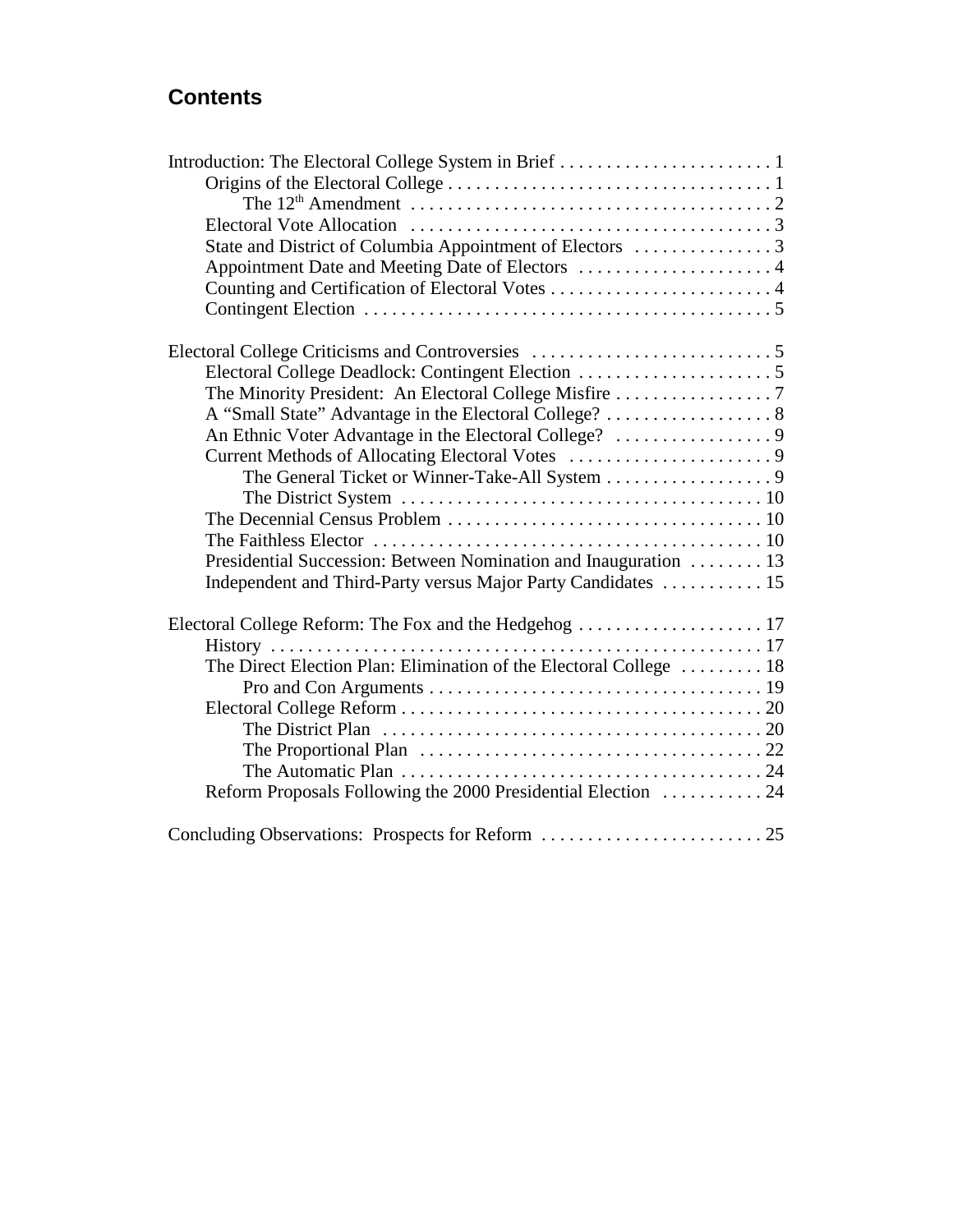## Contents

Introduction: The Electoral College System in Brief . . . . . . . . . . . . . . . . . . . . . . . 1
- Origins of the Electoral College . . . . . . . . . . . . . . . . . . . . . . . . . . . . . . . . . . . 1
  - The 12th Amendment . . . . . . . . . . . . . . . . . . . . . . . . . . . . . . . . . . . . . . . 2
- Electoral Vote Allocation . . . . . . . . . . . . . . . . . . . . . . . . . . . . . . . . . . . . . . . 3
- State and District of Columbia Appointment of Electors . . . . . . . . . . . . . . . 3
- Appointment Date and Meeting Date of Electors . . . . . . . . . . . . . . . . . . . . . 4
- Counting and Certification of Electoral Votes . . . . . . . . . . . . . . . . . . . . . . . . 4
- Contingent Election . . . . . . . . . . . . . . . . . . . . . . . . . . . . . . . . . . . . . . . . . . . . 5

Electoral College Criticisms and Controversies . . . . . . . . . . . . . . . . . . . . . . . . . . 5
- Electoral College Deadlock: Contingent Election . . . . . . . . . . . . . . . . . . . . . 5
- The Minority President: An Electoral College Misfire . . . . . . . . . . . . . . . . . 7
- A "Small State" Advantage in the Electoral College? . . . . . . . . . . . . . . . . . . 8
- An Ethnic Voter Advantage in the Electoral College? . . . . . . . . . . . . . . . . . 9
- Current Methods of Allocating Electoral Votes . . . . . . . . . . . . . . . . . . . . . . 9
  - The General Ticket or Winner-Take-All System . . . . . . . . . . . . . . . . . . 9
  - The District System . . . . . . . . . . . . . . . . . . . . . . . . . . . . . . . . . . . . . . . 10
- The Decennial Census Problem . . . . . . . . . . . . . . . . . . . . . . . . . . . . . . . . . . 10
- The Faithless Elector . . . . . . . . . . . . . . . . . . . . . . . . . . . . . . . . . . . . . . . . . . 10
- Presidential Succession: Between Nomination and Inauguration . . . . . . . . 13
- Independent and Third-Party versus Major Party Candidates . . . . . . . . . . . 15

Electoral College Reform: The Fox and the Hedgehog . . . . . . . . . . . . . . . . . . . . 17
- History . . . . . . . . . . . . . . . . . . . . . . . . . . . . . . . . . . . . . . . . . . . . . . . . . . . . . 17
- The Direct Election Plan: Elimination of the Electoral College . . . . . . . . . 18
  - Pro and Con Arguments . . . . . . . . . . . . . . . . . . . . . . . . . . . . . . . . . . . . 19
- Electoral College Reform . . . . . . . . . . . . . . . . . . . . . . . . . . . . . . . . . . . . . . . 20
  - The District Plan . . . . . . . . . . . . . . . . . . . . . . . . . . . . . . . . . . . . . . . . . 20
  - The Proportional Plan . . . . . . . . . . . . . . . . . . . . . . . . . . . . . . . . . . . . . 22
  - The Automatic Plan . . . . . . . . . . . . . . . . . . . . . . . . . . . . . . . . . . . . . . . 24
- Reform Proposals Following the 2000 Presidential Election . . . . . . . . . . . 24

Concluding Observations: Prospects for Reform . . . . . . . . . . . . . . . . . . . . . . . . 25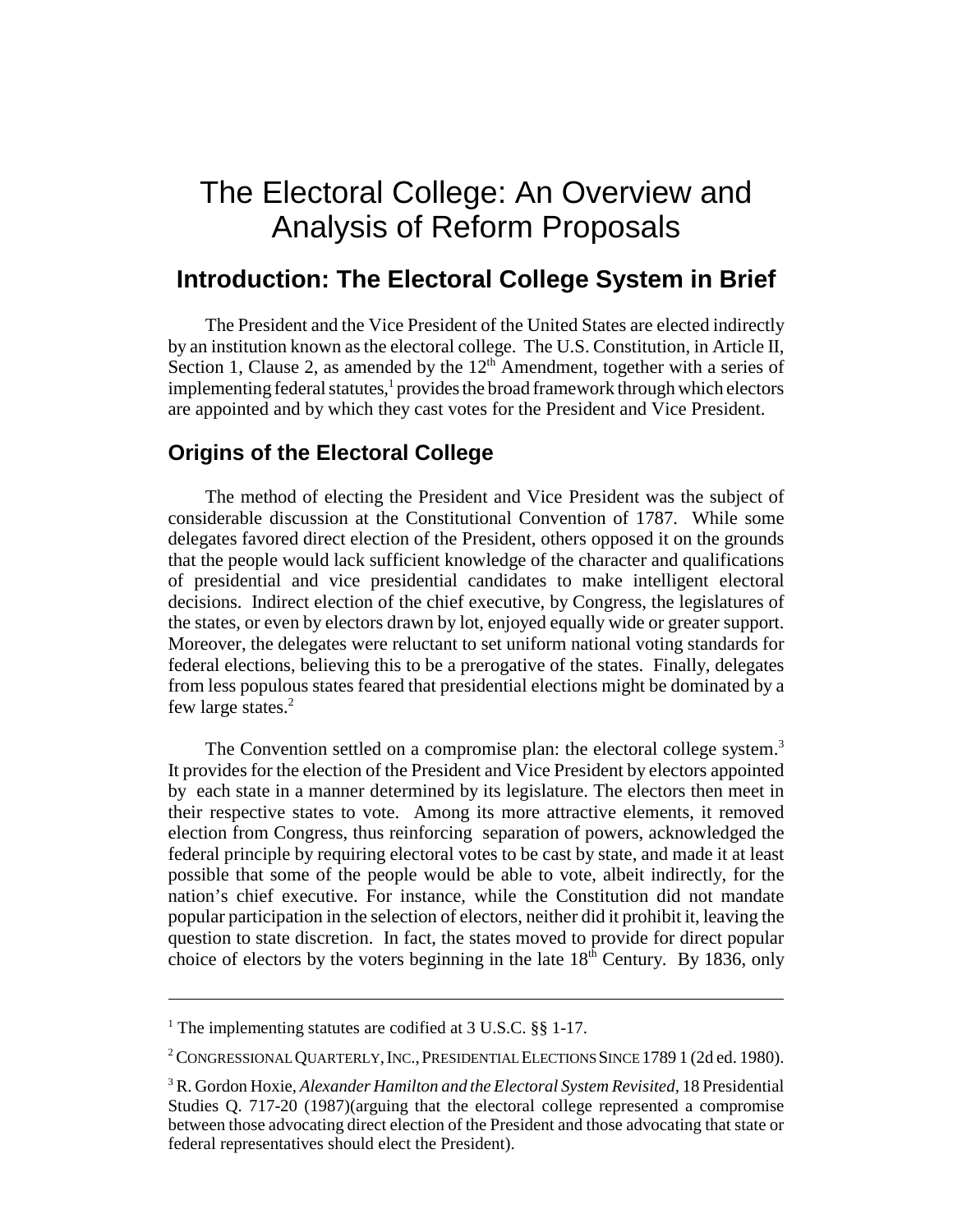# The Electoral College: An Overview and Analysis of Reform Proposals

## Introduction: The Electoral College System in Brief

The President and the Vice President of the United States are elected indirectly by an institution known as the electoral college. The U.S. Constitution, in Article II, Section 1, Clause 2, as amended by the 12th Amendment, together with a series of implementing federal statutes,[1] provides the broad framework through which electors are appointed and by which they cast votes for the President and Vice President.

### Origins of the Electoral College

The method of electing the President and Vice President was the subject of considerable discussion at the Constitutional Convention of 1787. While some delegates favored direct election of the President, others opposed it on the grounds that the people would lack sufficient knowledge of the character and qualifications of presidential and vice presidential candidates to make intelligent electoral decisions. Indirect election of the chief executive, by Congress, the legislatures of the states, or even by electors drawn by lot, enjoyed equally wide or greater support. Moreover, the delegates were reluctant to set uniform national voting standards for federal elections, believing this to be a prerogative of the states. Finally, delegates from less populous states feared that presidential elections might be dominated by a few large states.[2]

The Convention settled on a compromise plan: the electoral college system.[3] It provides for the election of the President and Vice President by electors appointed by each state in a manner determined by its legislature. The electors then meet in their respective states to vote. Among its more attractive elements, it removed election from Congress, thus reinforcing separation of powers, acknowledged the federal principle by requiring electoral votes to be cast by state, and made it at least possible that some of the people would be able to vote, albeit indirectly, for the nation's chief executive. For instance, while the Constitution did not mandate popular participation in the selection of electors, neither did it prohibit it, leaving the question to state discretion. In fact, the states moved to provide for direct popular choice of electors by the voters beginning in the late 18th Century. By 1836, only

---

[1] The implementing statutes are codified at 3 U.S.C. §§ 1-17.

[2] Congressional Quarterly, Inc., Presidential Elections Since 1789 1 (2d ed. 1980).

[3] R. Gordon Hoxie, *Alexander Hamilton and the Electoral System Revisited*, 18 Presidential Studies Q. 717-20 (1987)(arguing that the electoral college represented a compromise between those advocating direct election of the President and those advocating that state or federal representatives should elect the President).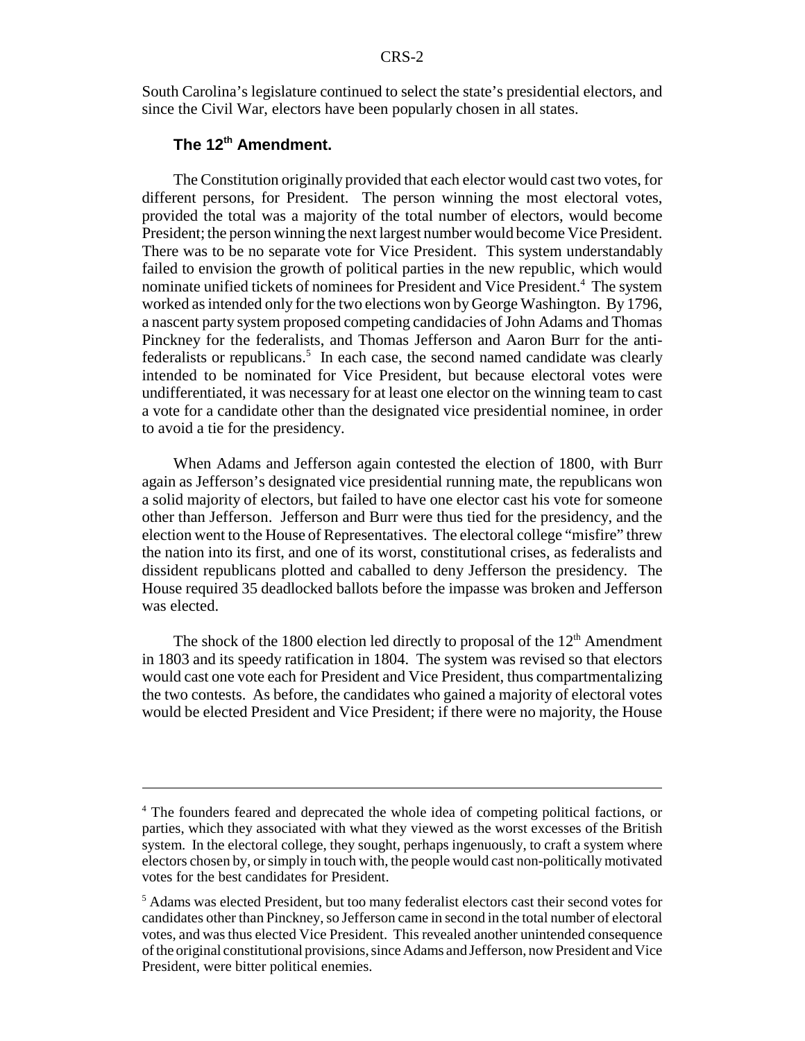South Carolina's legislature continued to select the state's presidential electors, and since the Civil War, electors have been popularly chosen in all states.

### The 12th Amendment.

The Constitution originally provided that each elector would cast two votes, for different persons, for President. The person winning the most electoral votes, provided the total was a majority of the total number of electors, would become President; the person winning the next largest number would become Vice President. There was to be no separate vote for Vice President. This system understandably failed to envision the growth of political parties in the new republic, which would nominate unified tickets of nominees for President and Vice President.[4] The system worked as intended only for the two elections won by George Washington. By 1796, a nascent party system proposed competing candidacies of John Adams and Thomas Pinckney for the federalists, and Thomas Jefferson and Aaron Burr for the anti-federalists or republicans.[5] In each case, the second named candidate was clearly intended to be nominated for Vice President, but because electoral votes were undifferentiated, it was necessary for at least one elector on the winning team to cast a vote for a candidate other than the designated vice presidential nominee, in order to avoid a tie for the presidency.

When Adams and Jefferson again contested the election of 1800, with Burr again as Jefferson's designated vice presidential running mate, the republicans won a solid majority of electors, but failed to have one elector cast his vote for someone other than Jefferson. Jefferson and Burr were thus tied for the presidency, and the election went to the House of Representatives. The electoral college "misfire" threw the nation into its first, and one of its worst, constitutional crises, as federalists and dissident republicans plotted and caballed to deny Jefferson the presidency. The House required 35 deadlocked ballots before the impasse was broken and Jefferson was elected.

The shock of the 1800 election led directly to proposal of the 12th Amendment in 1803 and its speedy ratification in 1804. The system was revised so that electors would cast one vote each for President and Vice President, thus compartmentalizing the two contests. As before, the candidates who gained a majority of electoral votes would be elected President and Vice President; if there were no majority, the House

---

[4] The founders feared and deprecated the whole idea of competing political factions, or parties, which they associated with what they viewed as the worst excesses of the British system. In the electoral college, they sought, perhaps ingenuously, to craft a system where electors chosen by, or simply in touch with, the people would cast non-politically motivated votes for the best candidates for President.

[5] Adams was elected President, but too many federalist electors cast their second votes for candidates other than Pinckney, so Jefferson came in second in the total number of electoral votes, and was thus elected Vice President. This revealed another unintended consequence of the original constitutional provisions, since Adams and Jefferson, now President and Vice President, were bitter political enemies.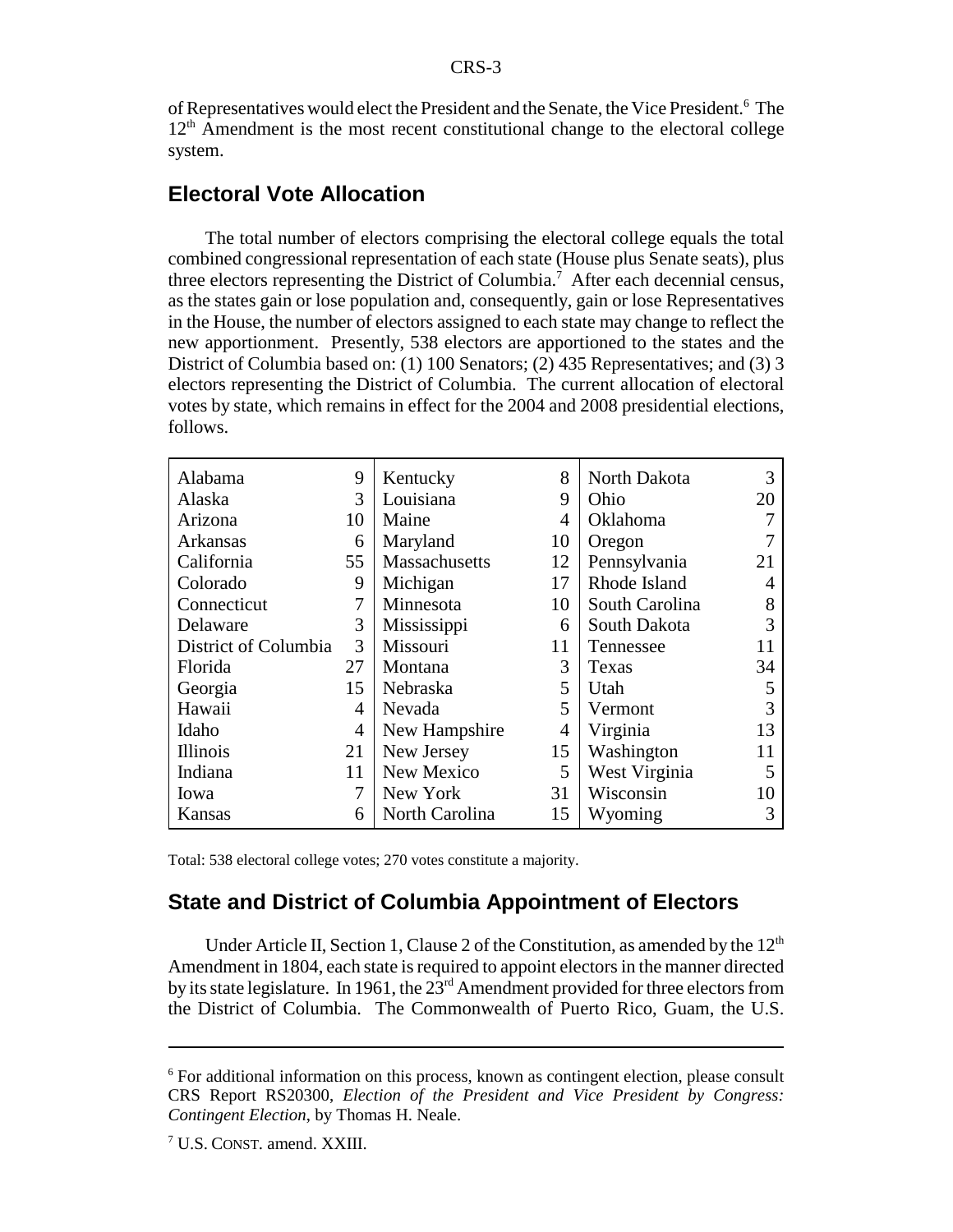of Representatives would elect the President and the Senate, the Vice President.[6] The 12th Amendment is the most recent constitutional change to the electoral college system.

## Electoral Vote Allocation

The total number of electors comprising the electoral college equals the total combined congressional representation of each state (House plus Senate seats), plus three electors representing the District of Columbia.[7] After each decennial census, as the states gain or lose population and, consequently, gain or lose Representatives in the House, the number of electors assigned to each state may change to reflect the new apportionment. Presently, 538 electors are apportioned to the states and the District of Columbia based on: (1) 100 Senators; (2) 435 Representatives; and (3) 3 electors representing the District of Columbia. The current allocation of electoral votes by state, which remains in effect for the 2004 and 2008 presidential elections, follows.

| | | | | | |
|---|---|---|---|---|---|
| Alabama | 9 | Kentucky | 8 | North Dakota | 3 |
| Alaska | 3 | Louisiana | 9 | Ohio | 20 |
| Arizona | 10 | Maine | 4 | Oklahoma | 7 |
| Arkansas | 6 | Maryland | 10 | Oregon | 7 |
| California | 55 | Massachusetts | 12 | Pennsylvania | 21 |
| Colorado | 9 | Michigan | 17 | Rhode Island | 4 |
| Connecticut | 7 | Minnesota | 10 | South Carolina | 8 |
| Delaware | 3 | Mississippi | 6 | South Dakota | 3 |
| District of Columbia | 3 | Missouri | 11 | Tennessee | 11 |
| Florida | 27 | Montana | 3 | Texas | 34 |
| Georgia | 15 | Nebraska | 5 | Utah | 5 |
| Hawaii | 4 | Nevada | 5 | Vermont | 3 |
| Idaho | 4 | New Hampshire | 4 | Virginia | 13 |
| Illinois | 21 | New Jersey | 15 | Washington | 11 |
| Indiana | 11 | New Mexico | 5 | West Virginia | 5 |
| Iowa | 7 | New York | 31 | Wisconsin | 10 |
| Kansas | 6 | North Carolina | 15 | Wyoming | 3 |

Total: 538 electoral college votes; 270 votes constitute a majority.

## State and District of Columbia Appointment of Electors

Under Article II, Section 1, Clause 2 of the Constitution, as amended by the 12th Amendment in 1804, each state is required to appoint electors in the manner directed by its state legislature. In 1961, the 23rd Amendment provided for three electors from the District of Columbia. The Commonwealth of Puerto Rico, Guam, the U.S.

---

[6] For additional information on this process, known as contingent election, please consult CRS Report RS20300, *Election of the President and Vice President by Congress: Contingent Election*, by Thomas H. Neale.

[7] U.S. CONST. amend. XXIII.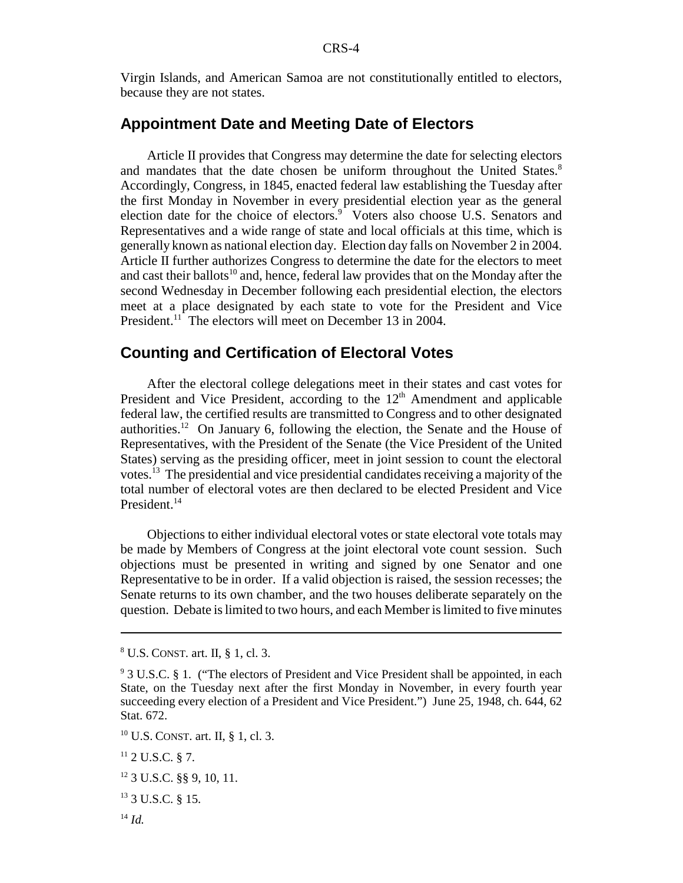Virgin Islands, and American Samoa are not constitutionally entitled to electors, because they are not states.

## Appointment Date and Meeting Date of Electors

Article II provides that Congress may determine the date for selecting electors and mandates that the date chosen be uniform throughout the United States.[8] Accordingly, Congress, in 1845, enacted federal law establishing the Tuesday after the first Monday in November in every presidential election year as the general election date for the choice of electors.[9] Voters also choose U.S. Senators and Representatives and a wide range of state and local officials at this time, which is generally known as national election day. Election day falls on November 2 in 2004. Article II further authorizes Congress to determine the date for the electors to meet and cast their ballots[10] and, hence, federal law provides that on the Monday after the second Wednesday in December following each presidential election, the electors meet at a place designated by each state to vote for the President and Vice President.[11] The electors will meet on December 13 in 2004.

## Counting and Certification of Electoral Votes

After the electoral college delegations meet in their states and cast votes for President and Vice President, according to the 12th Amendment and applicable federal law, the certified results are transmitted to Congress and to other designated authorities.[12] On January 6, following the election, the Senate and the House of Representatives, with the President of the Senate (the Vice President of the United States) serving as the presiding officer, meet in joint session to count the electoral votes.[13] The presidential and vice presidential candidates receiving a majority of the total number of electoral votes are then declared to be elected President and Vice President.[14]

Objections to either individual electoral votes or state electoral vote totals may be made by Members of Congress at the joint electoral vote count session. Such objections must be presented in writing and signed by one Senator and one Representative to be in order. If a valid objection is raised, the session recesses; the Senate returns to its own chamber, and the two houses deliberate separately on the question. Debate is limited to two hours, and each Member is limited to five minutes

---

[8] U.S. CONST. art. II, § 1, cl. 3.

[9] 3 U.S.C. § 1. ("The electors of President and Vice President shall be appointed, in each State, on the Tuesday next after the first Monday in November, in every fourth year succeeding every election of a President and Vice President.") June 25, 1948, ch. 644, 62 Stat. 672.

[10] U.S. CONST. art. II, § 1, cl. 3.

[11] 2 U.S.C. § 7.

[12] 3 U.S.C. §§ 9, 10, 11.

[13] 3 U.S.C. § 15.

[14] *Id.*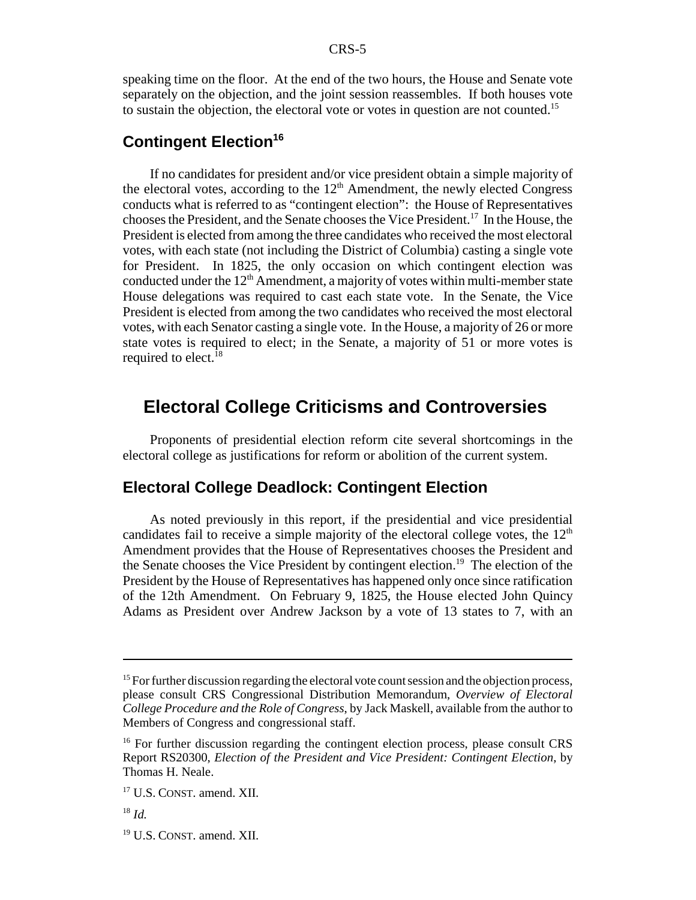speaking time on the floor. At the end of the two hours, the House and Senate vote separately on the objection, and the joint session reassembles. If both houses vote to sustain the objection, the electoral vote or votes in question are not counted.[15]

### Contingent Election[16]

If no candidates for president and/or vice president obtain a simple majority of the electoral votes, according to the 12th Amendment, the newly elected Congress conducts what is referred to as "contingent election": the House of Representatives chooses the President, and the Senate chooses the Vice President.[17] In the House, the President is elected from among the three candidates who received the most electoral votes, with each state (not including the District of Columbia) casting a single vote for President. In 1825, the only occasion on which contingent election was conducted under the 12th Amendment, a majority of votes within multi-member state House delegations was required to cast each state vote. In the Senate, the Vice President is elected from among the two candidates who received the most electoral votes, with each Senator casting a single vote. In the House, a majority of 26 or more state votes is required to elect; in the Senate, a majority of 51 or more votes is required to elect.[18]

## Electoral College Criticisms and Controversies

Proponents of presidential election reform cite several shortcomings in the electoral college as justifications for reform or abolition of the current system.

### Electoral College Deadlock: Contingent Election

As noted previously in this report, if the presidential and vice presidential candidates fail to receive a simple majority of the electoral college votes, the 12th Amendment provides that the House of Representatives chooses the President and the Senate chooses the Vice President by contingent election.[19] The election of the President by the House of Representatives has happened only once since ratification of the 12th Amendment. On February 9, 1825, the House elected John Quincy Adams as President over Andrew Jackson by a vote of 13 states to 7, with an

---

[15] For further discussion regarding the electoral vote count session and the objection process, please consult CRS Congressional Distribution Memorandum, *Overview of Electoral College Procedure and the Role of Congress*, by Jack Maskell, available from the author to Members of Congress and congressional staff.

[16] For further discussion regarding the contingent election process, please consult CRS Report RS20300, *Election of the President and Vice President: Contingent Election*, by Thomas H. Neale.

[17] U.S. CONST. amend. XII.

[18] *Id.*

[19] U.S. CONST. amend. XII.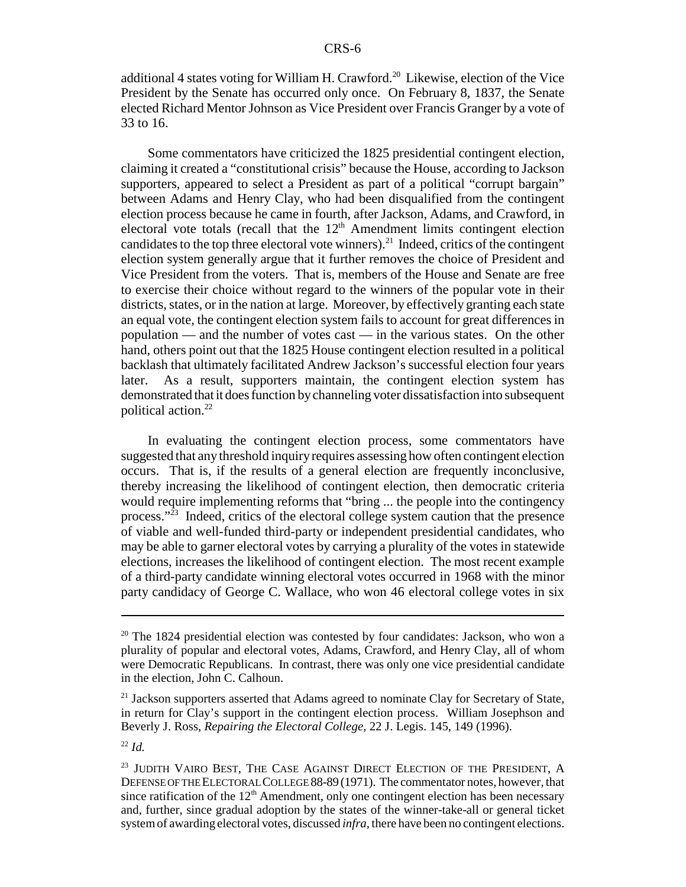additional 4 states voting for William H. Crawford.[20] Likewise, election of the Vice President by the Senate has occurred only once. On February 8, 1837, the Senate elected Richard Mentor Johnson as Vice President over Francis Granger by a vote of 33 to 16.

Some commentators have criticized the 1825 presidential contingent election, claiming it created a "constitutional crisis" because the House, according to Jackson supporters, appeared to select a President as part of a political "corrupt bargain" between Adams and Henry Clay, who had been disqualified from the contingent election process because he came in fourth, after Jackson, Adams, and Crawford, in electoral vote totals (recall that the 12th Amendment limits contingent election candidates to the top three electoral vote winners).[21] Indeed, critics of the contingent election system generally argue that it further removes the choice of President and Vice President from the voters. That is, members of the House and Senate are free to exercise their choice without regard to the winners of the popular vote in their districts, states, or in the nation at large. Moreover, by effectively granting each state an equal vote, the contingent election system fails to account for great differences in population — and the number of votes cast — in the various states. On the other hand, others point out that the 1825 House contingent election resulted in a political backlash that ultimately facilitated Andrew Jackson's successful election four years later. As a result, supporters maintain, the contingent election system has demonstrated that it does function by channeling voter dissatisfaction into subsequent political action.[22]

In evaluating the contingent election process, some commentators have suggested that any threshold inquiry requires assessing how often contingent election occurs. That is, if the results of a general election are frequently inconclusive, thereby increasing the likelihood of contingent election, then democratic criteria would require implementing reforms that "bring ... the people into the contingency process."[23] Indeed, critics of the electoral college system caution that the presence of viable and well-funded third-party or independent presidential candidates, who may be able to garner electoral votes by carrying a plurality of the votes in statewide elections, increases the likelihood of contingent election. The most recent example of a third-party candidate winning electoral votes occurred in 1968 with the minor party candidacy of George C. Wallace, who won 46 electoral college votes in six

---

[20] The 1824 presidential election was contested by four candidates: Jackson, who won a plurality of popular and electoral votes, Adams, Crawford, and Henry Clay, all of whom were Democratic Republicans. In contrast, there was only one vice presidential candidate in the election, John C. Calhoun.

[21] Jackson supporters asserted that Adams agreed to nominate Clay for Secretary of State, in return for Clay's support in the contingent election process. William Josephson and Beverly J. Ross, *Repairing the Electoral College*, 22 J. Legis. 145, 149 (1996).

[22] *Id.*

[23] JUDITH VAIRO BEST, THE CASE AGAINST DIRECT ELECTION OF THE PRESIDENT, A DEFENSE OF THE ELECTORAL COLLEGE 88-89 (1971). The commentator notes, however, that since ratification of the 12th Amendment, only one contingent election has been necessary and, further, since gradual adoption by the states of the winner-take-all or general ticket system of awarding electoral votes, discussed *infra*, there have been no contingent elections.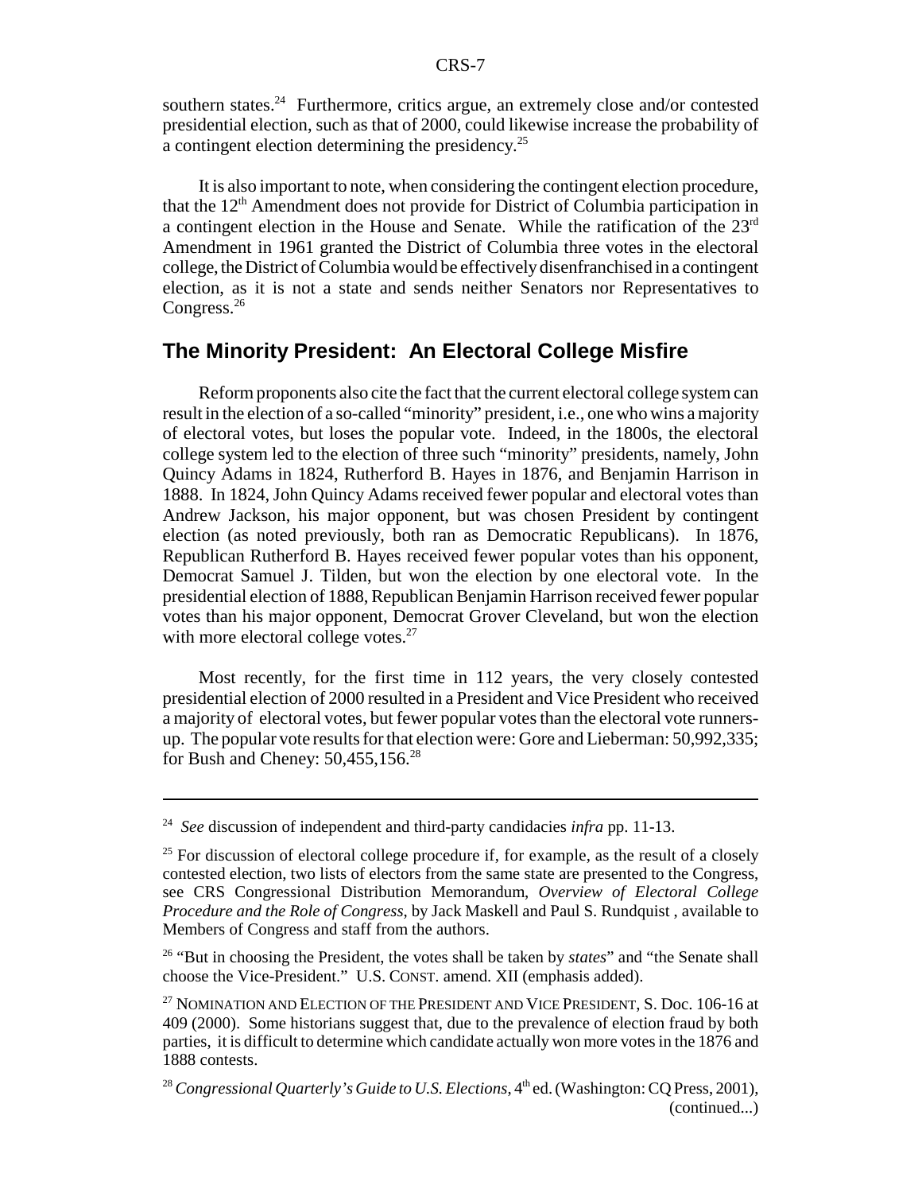southern states.[24] Furthermore, critics argue, an extremely close and/or contested presidential election, such as that of 2000, could likewise increase the probability of a contingent election determining the presidency.[25]

It is also important to note, when considering the contingent election procedure, that the 12th Amendment does not provide for District of Columbia participation in a contingent election in the House and Senate. While the ratification of the 23rd Amendment in 1961 granted the District of Columbia three votes in the electoral college, the District of Columbia would be effectively disenfranchised in a contingent election, as it is not a state and sends neither Senators nor Representatives to Congress.[26]

## The Minority President: An Electoral College Misfire

Reform proponents also cite the fact that the current electoral college system can result in the election of a so-called "minority" president, i.e., one who wins a majority of electoral votes, but loses the popular vote. Indeed, in the 1800s, the electoral college system led to the election of three such "minority" presidents, namely, John Quincy Adams in 1824, Rutherford B. Hayes in 1876, and Benjamin Harrison in 1888. In 1824, John Quincy Adams received fewer popular and electoral votes than Andrew Jackson, his major opponent, but was chosen President by contingent election (as noted previously, both ran as Democratic Republicans). In 1876, Republican Rutherford B. Hayes received fewer popular votes than his opponent, Democrat Samuel J. Tilden, but won the election by one electoral vote. In the presidential election of 1888, Republican Benjamin Harrison received fewer popular votes than his major opponent, Democrat Grover Cleveland, but won the election with more electoral college votes.[27]

Most recently, for the first time in 112 years, the very closely contested presidential election of 2000 resulted in a President and Vice President who received a majority of electoral votes, but fewer popular votes than the electoral vote runners-up. The popular vote results for that election were: Gore and Lieberman: 50,992,335; for Bush and Cheney: 50,455,156.[28]

---

[24] *See* discussion of independent and third-party candidacies *infra* pp. 11-13.

[25] For discussion of electoral college procedure if, for example, as the result of a closely contested election, two lists of electors from the same state are presented to the Congress, see CRS Congressional Distribution Memorandum, *Overview of Electoral College Procedure and the Role of Congress*, by Jack Maskell and Paul S. Rundquist , available to Members of Congress and staff from the authors.

[26] "But in choosing the President, the votes shall be taken by *states*" and "the Senate shall choose the Vice-President." U.S. CONST. amend. XII (emphasis added).

[27] NOMINATION AND ELECTION OF THE PRESIDENT AND VICE PRESIDENT, S. Doc. 106-16 at 409 (2000). Some historians suggest that, due to the prevalence of election fraud by both parties, it is difficult to determine which candidate actually won more votes in the 1876 and 1888 contests.

[28] *Congressional Quarterly's Guide to U.S. Elections*, 4th ed. (Washington: CQ Press, 2001), (continued...)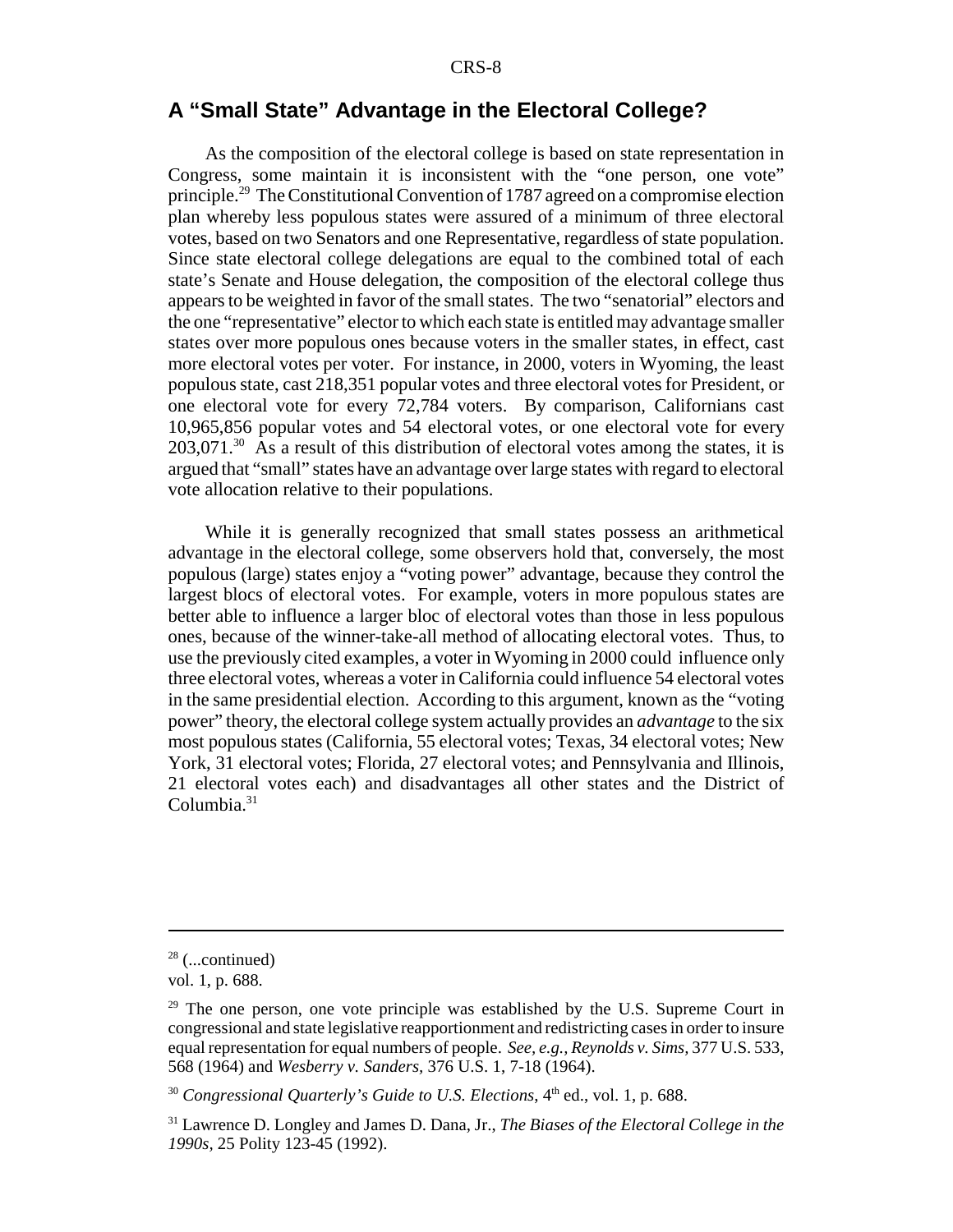## A "Small State" Advantage in the Electoral College?

As the composition of the electoral college is based on state representation in Congress, some maintain it is inconsistent with the "one person, one vote" principle.[29] The Constitutional Convention of 1787 agreed on a compromise election plan whereby less populous states were assured of a minimum of three electoral votes, based on two Senators and one Representative, regardless of state population. Since state electoral college delegations are equal to the combined total of each state's Senate and House delegation, the composition of the electoral college thus appears to be weighted in favor of the small states. The two "senatorial" electors and the one "representative" elector to which each state is entitled may advantage smaller states over more populous ones because voters in the smaller states, in effect, cast more electoral votes per voter. For instance, in 2000, voters in Wyoming, the least populous state, cast 218,351 popular votes and three electoral votes for President, or one electoral vote for every 72,784 voters. By comparison, Californians cast 10,965,856 popular votes and 54 electoral votes, or one electoral vote for every 203,071.[30] As a result of this distribution of electoral votes among the states, it is argued that "small" states have an advantage over large states with regard to electoral vote allocation relative to their populations.

While it is generally recognized that small states possess an arithmetical advantage in the electoral college, some observers hold that, conversely, the most populous (large) states enjoy a "voting power" advantage, because they control the largest blocs of electoral votes. For example, voters in more populous states are better able to influence a larger bloc of electoral votes than those in less populous ones, because of the winner-take-all method of allocating electoral votes. Thus, to use the previously cited examples, a voter in Wyoming in 2000 could influence only three electoral votes, whereas a voter in California could influence 54 electoral votes in the same presidential election. According to this argument, known as the "voting power" theory, the electoral college system actually provides an *advantage* to the six most populous states (California, 55 electoral votes; Texas, 34 electoral votes; New York, 31 electoral votes; Florida, 27 electoral votes; and Pennsylvania and Illinois, 21 electoral votes each) and disadvantages all other states and the District of Columbia.[31]

---

[28] (...continued)
vol. 1, p. 688.

[29] The one person, one vote principle was established by the U.S. Supreme Court in congressional and state legislative reapportionment and redistricting cases in order to insure equal representation for equal numbers of people. *See, e.g., Reynolds v. Sims,* 377 U.S. 533, 568 (1964) and *Wesberry v. Sanders,* 376 U.S. 1, 7-18 (1964).

[30] *Congressional Quarterly's Guide to U.S. Elections,* 4th ed., vol. 1, p. 688.

[31] Lawrence D. Longley and James D. Dana, Jr., *The Biases of the Electoral College in the 1990s,* 25 Polity 123-45 (1992).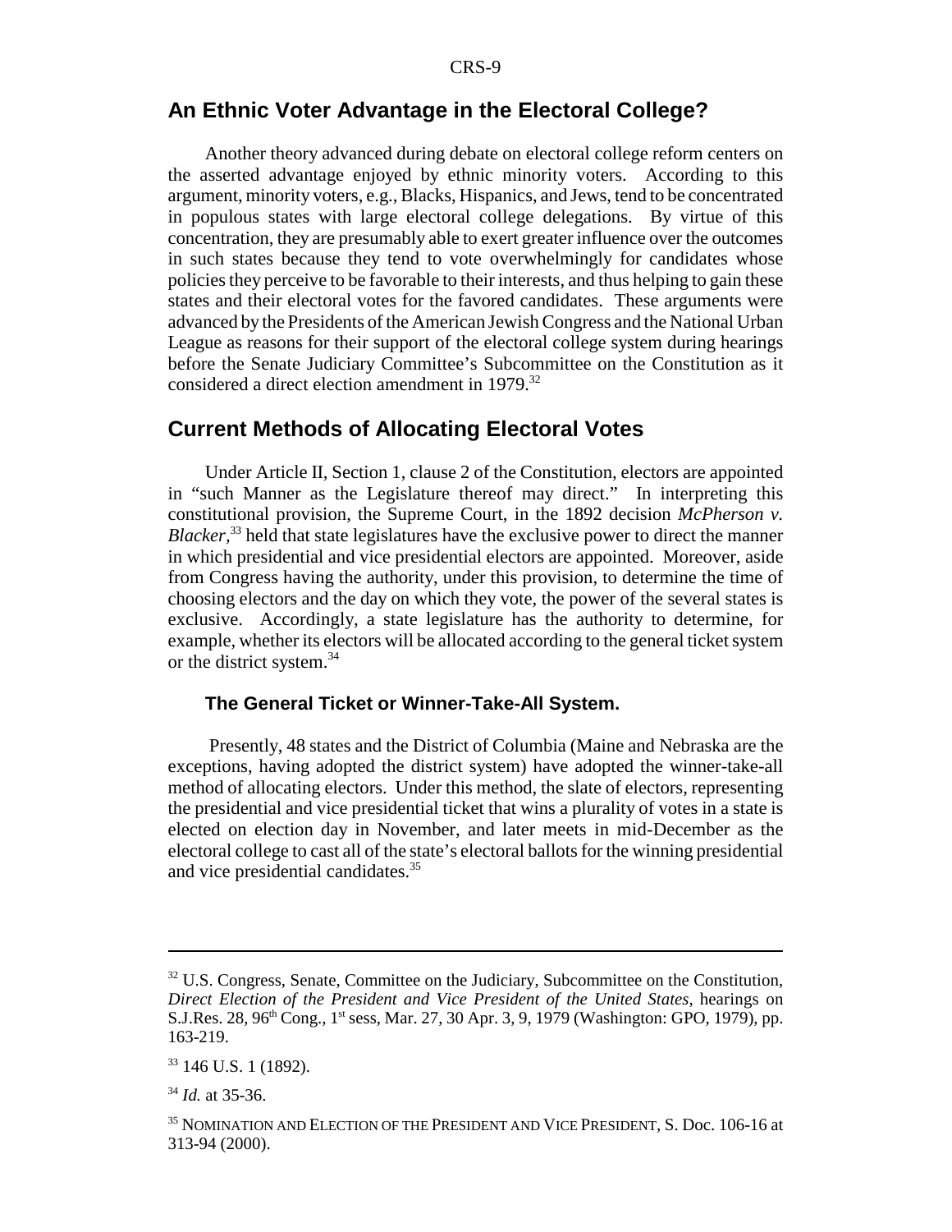## An Ethnic Voter Advantage in the Electoral College?

Another theory advanced during debate on electoral college reform centers on the asserted advantage enjoyed by ethnic minority voters. According to this argument, minority voters, e.g., Blacks, Hispanics, and Jews, tend to be concentrated in populous states with large electoral college delegations. By virtue of this concentration, they are presumably able to exert greater influence over the outcomes in such states because they tend to vote overwhelmingly for candidates whose policies they perceive to be favorable to their interests, and thus helping to gain these states and their electoral votes for the favored candidates. These arguments were advanced by the Presidents of the American Jewish Congress and the National Urban League as reasons for their support of the electoral college system during hearings before the Senate Judiciary Committee's Subcommittee on the Constitution as it considered a direct election amendment in 1979.[32]

## Current Methods of Allocating Electoral Votes

Under Article II, Section 1, clause 2 of the Constitution, electors are appointed in "such Manner as the Legislature thereof may direct." In interpreting this constitutional provision, the Supreme Court, in the 1892 decision *McPherson v. Blacker*,[33] held that state legislatures have the exclusive power to direct the manner in which presidential and vice presidential electors are appointed. Moreover, aside from Congress having the authority, under this provision, to determine the time of choosing electors and the day on which they vote, the power of the several states is exclusive. Accordingly, a state legislature has the authority to determine, for example, whether its electors will be allocated according to the general ticket system or the district system.[34]

### The General Ticket or Winner-Take-All System.

Presently, 48 states and the District of Columbia (Maine and Nebraska are the exceptions, having adopted the district system) have adopted the winner-take-all method of allocating electors. Under this method, the slate of electors, representing the presidential and vice presidential ticket that wins a plurality of votes in a state is elected on election day in November, and later meets in mid-December as the electoral college to cast all of the state's electoral ballots for the winning presidential and vice presidential candidates.[35]

---

[32] U.S. Congress, Senate, Committee on the Judiciary, Subcommittee on the Constitution, *Direct Election of the President and Vice President of the United States*, hearings on S.J.Res. 28, 96th Cong., 1st sess, Mar. 27, 30 Apr. 3, 9, 1979 (Washington: GPO, 1979), pp. 163-219.

[33] 146 U.S. 1 (1892).

[34] *Id.* at 35-36.

[35] NOMINATION AND ELECTION OF THE PRESIDENT AND VICE PRESIDENT, S. Doc. 106-16 at 313-94 (2000).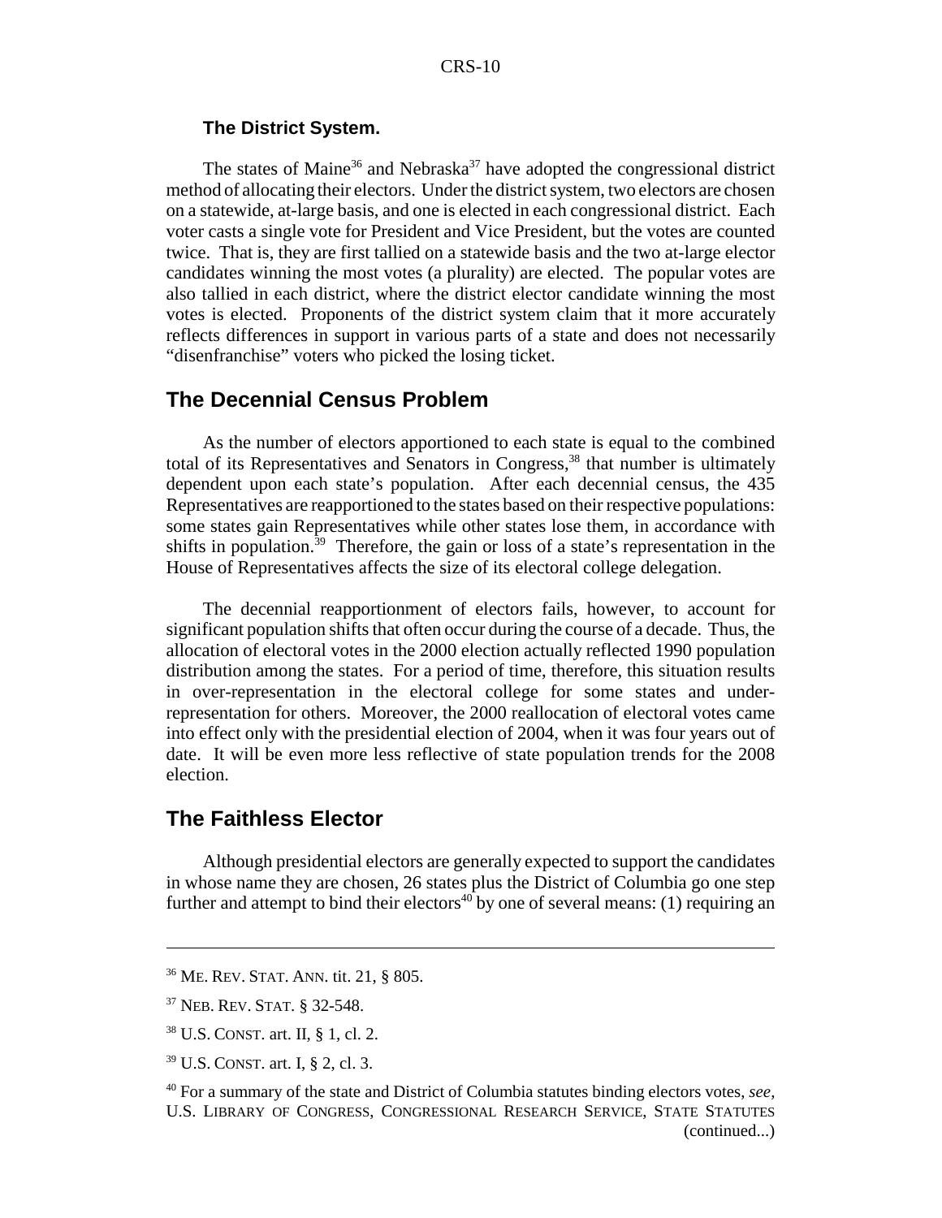### The District System.

The states of Maine[36] and Nebraska[37] have adopted the congressional district method of allocating their electors. Under the district system, two electors are chosen on a statewide, at-large basis, and one is elected in each congressional district. Each voter casts a single vote for President and Vice President, but the votes are counted twice. That is, they are first tallied on a statewide basis and the two at-large elector candidates winning the most votes (a plurality) are elected. The popular votes are also tallied in each district, where the district elector candidate winning the most votes is elected. Proponents of the district system claim that it more accurately reflects differences in support in various parts of a state and does not necessarily "disenfranchise" voters who picked the losing ticket.

## The Decennial Census Problem

As the number of electors apportioned to each state is equal to the combined total of its Representatives and Senators in Congress,[38] that number is ultimately dependent upon each state's population. After each decennial census, the 435 Representatives are reapportioned to the states based on their respective populations: some states gain Representatives while other states lose them, in accordance with shifts in population.[39] Therefore, the gain or loss of a state's representation in the House of Representatives affects the size of its electoral college delegation.

The decennial reapportionment of electors fails, however, to account for significant population shifts that often occur during the course of a decade. Thus, the allocation of electoral votes in the 2000 election actually reflected 1990 population distribution among the states. For a period of time, therefore, this situation results in over-representation in the electoral college for some states and under-representation for others. Moreover, the 2000 reallocation of electoral votes came into effect only with the presidential election of 2004, when it was four years out of date. It will be even more less reflective of state population trends for the 2008 election.

## The Faithless Elector

Although presidential electors are generally expected to support the candidates in whose name they are chosen, 26 states plus the District of Columbia go one step further and attempt to bind their electors[40] by one of several means: (1) requiring an

---

[36] ME. REV. STAT. ANN. tit. 21, § 805.

[37] NEB. REV. STAT. § 32-548.

[38] U.S. CONST. art. II, § 1, cl. 2.

[39] U.S. CONST. art. I, § 2, cl. 3.

[40] For a summary of the state and District of Columbia statutes binding electors votes, *see*, U.S. LIBRARY OF CONGRESS, CONGRESSIONAL RESEARCH SERVICE, STATE STATUTES (continued...)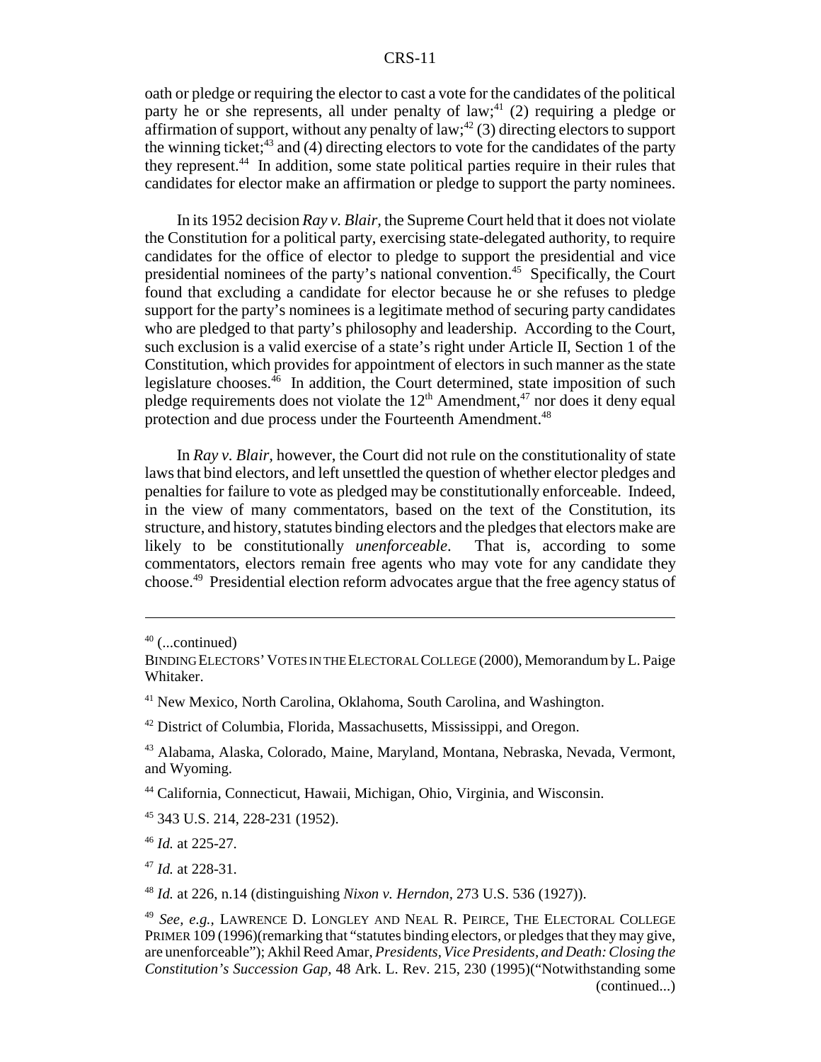oath or pledge or requiring the elector to cast a vote for the candidates of the political party he or she represents, all under penalty of law;[41] (2) requiring a pledge or affirmation of support, without any penalty of law;[42] (3) directing electors to support the winning ticket;[43] and (4) directing electors to vote for the candidates of the party they represent.[44] In addition, some state political parties require in their rules that candidates for elector make an affirmation or pledge to support the party nominees.

In its 1952 decision *Ray v. Blair*, the Supreme Court held that it does not violate the Constitution for a political party, exercising state-delegated authority, to require candidates for the office of elector to pledge to support the presidential and vice presidential nominees of the party's national convention.[45] Specifically, the Court found that excluding a candidate for elector because he or she refuses to pledge support for the party's nominees is a legitimate method of securing party candidates who are pledged to that party's philosophy and leadership. According to the Court, such exclusion is a valid exercise of a state's right under Article II, Section 1 of the Constitution, which provides for appointment of electors in such manner as the state legislature chooses.[46] In addition, the Court determined, state imposition of such pledge requirements does not violate the 12th Amendment,[47] nor does it deny equal protection and due process under the Fourteenth Amendment.[48]

In *Ray v. Blair,* however, the Court did not rule on the constitutionality of state laws that bind electors, and left unsettled the question of whether elector pledges and penalties for failure to vote as pledged may be constitutionally enforceable. Indeed, in the view of many commentators, based on the text of the Constitution, its structure, and history, statutes binding electors and the pledges that electors make are likely to be constitutionally *unenforceable*. That is, according to some commentators, electors remain free agents who may vote for any candidate they choose.[49] Presidential election reform advocates argue that the free agency status of

---

[40] (...continued)
BINDING ELECTORS' VOTES IN THE ELECTORAL COLLEGE (2000), Memorandum by L. Paige Whitaker.

[41] New Mexico, North Carolina, Oklahoma, South Carolina, and Washington.

[42] District of Columbia, Florida, Massachusetts, Mississippi, and Oregon.

[43] Alabama, Alaska, Colorado, Maine, Maryland, Montana, Nebraska, Nevada, Vermont, and Wyoming.

[44] California, Connecticut, Hawaii, Michigan, Ohio, Virginia, and Wisconsin.

[45] 343 U.S. 214, 228-231 (1952).

[46] *Id.* at 225-27.

[47] *Id.* at 228-31.

[48] *Id.* at 226, n.14 (distinguishing *Nixon v. Herndon*, 273 U.S. 536 (1927)).

[49] *See, e.g.,* LAWRENCE D. LONGLEY AND NEAL R. PEIRCE, THE ELECTORAL COLLEGE PRIMER 109 (1996)(remarking that "statutes binding electors, or pledges that they may give, are unenforceable"); Akhil Reed Amar, *Presidents, Vice Presidents, and Death: Closing the Constitution's Succession Gap,* 48 Ark. L. Rev. 215, 230 (1995)("Notwithstanding some (continued...)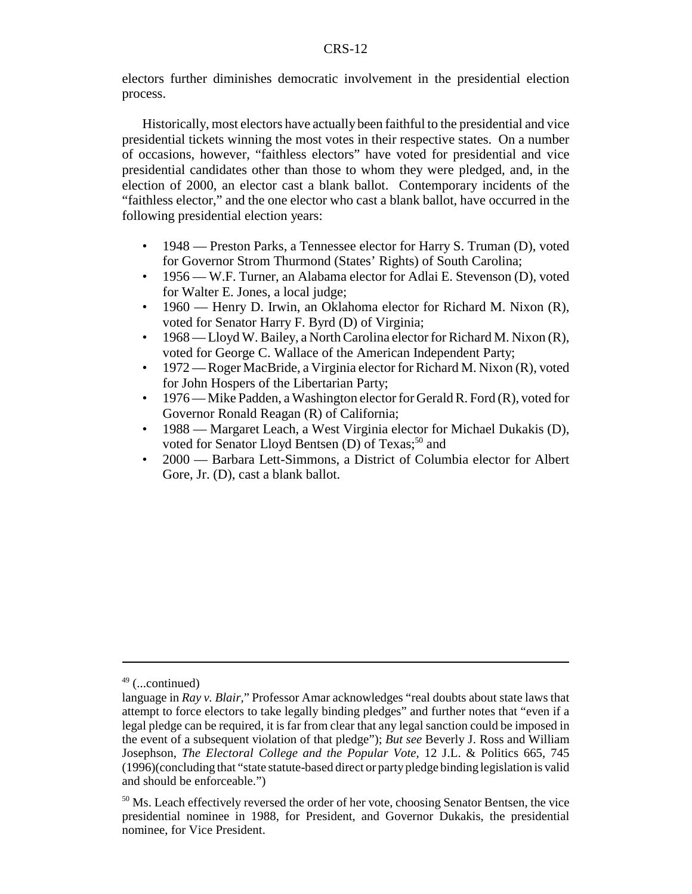electors further diminishes democratic involvement in the presidential election process.

Historically, most electors have actually been faithful to the presidential and vice presidential tickets winning the most votes in their respective states. On a number of occasions, however, "faithless electors" have voted for presidential and vice presidential candidates other than those to whom they were pledged, and, in the election of 2000, an elector cast a blank ballot. Contemporary incidents of the "faithless elector," and the one elector who cast a blank ballot, have occurred in the following presidential election years:

- 1948 — Preston Parks, a Tennessee elector for Harry S. Truman (D), voted for Governor Strom Thurmond (States' Rights) of South Carolina;
- 1956 — W.F. Turner, an Alabama elector for Adlai E. Stevenson (D), voted for Walter E. Jones, a local judge;
- 1960 — Henry D. Irwin, an Oklahoma elector for Richard M. Nixon (R), voted for Senator Harry F. Byrd (D) of Virginia;
- 1968 — Lloyd W. Bailey, a North Carolina elector for Richard M. Nixon (R), voted for George C. Wallace of the American Independent Party;
- 1972 — Roger MacBride, a Virginia elector for Richard M. Nixon (R), voted for John Hospers of the Libertarian Party;
- 1976 — Mike Padden, a Washington elector for Gerald R. Ford (R), voted for Governor Ronald Reagan (R) of California;
- 1988 — Margaret Leach, a West Virginia elector for Michael Dukakis (D), voted for Senator Lloyd Bentsen (D) of Texas;[50] and
- 2000 — Barbara Lett-Simmons, a District of Columbia elector for Albert Gore, Jr. (D), cast a blank ballot.

---

[49] (...continued)
language in *Ray v. Blair*," Professor Amar acknowledges "real doubts about state laws that attempt to force electors to take legally binding pledges" and further notes that "even if a legal pledge can be required, it is far from clear that any legal sanction could be imposed in the event of a subsequent violation of that pledge"); *But see* Beverly J. Ross and William Josephson, *The Electoral College and the Popular Vote*, 12 J.L. & Politics 665, 745 (1996)(concluding that "state statute-based direct or party pledge binding legislation is valid and should be enforceable.")

[50] Ms. Leach effectively reversed the order of her vote, choosing Senator Bentsen, the vice presidential nominee in 1988, for President, and Governor Dukakis, the presidential nominee, for Vice President.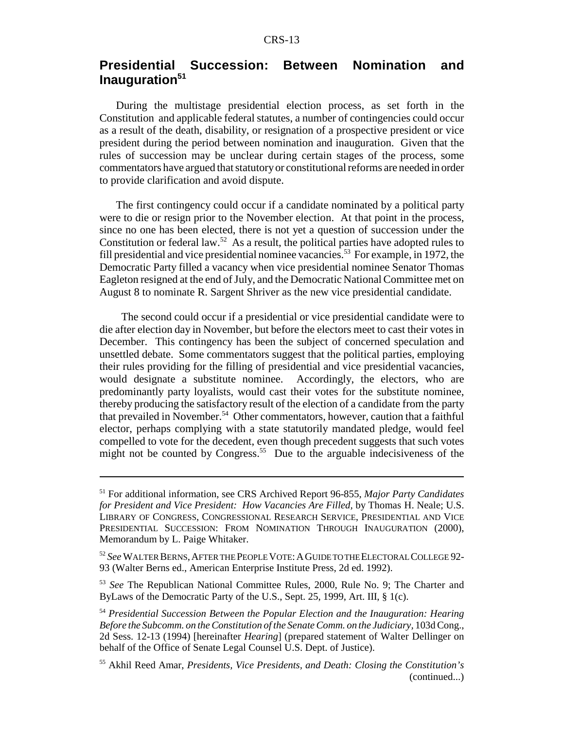## Presidential Succession: Between Nomination and Inauguration[51]

During the multistage presidential election process, as set forth in the Constitution and applicable federal statutes, a number of contingencies could occur as a result of the death, disability, or resignation of a prospective president or vice president during the period between nomination and inauguration. Given that the rules of succession may be unclear during certain stages of the process, some commentators have argued that statutory or constitutional reforms are needed in order to provide clarification and avoid dispute.

The first contingency could occur if a candidate nominated by a political party were to die or resign prior to the November election. At that point in the process, since no one has been elected, there is not yet a question of succession under the Constitution or federal law.[52] As a result, the political parties have adopted rules to fill presidential and vice presidential nominee vacancies.[53] For example, in 1972, the Democratic Party filled a vacancy when vice presidential nominee Senator Thomas Eagleton resigned at the end of July, and the Democratic National Committee met on August 8 to nominate R. Sargent Shriver as the new vice presidential candidate.

The second could occur if a presidential or vice presidential candidate were to die after election day in November, but before the electors meet to cast their votes in December. This contingency has been the subject of concerned speculation and unsettled debate. Some commentators suggest that the political parties, employing their rules providing for the filling of presidential and vice presidential vacancies, would designate a substitute nominee. Accordingly, the electors, who are predominantly party loyalists, would cast their votes for the substitute nominee, thereby producing the satisfactory result of the election of a candidate from the party that prevailed in November.[54] Other commentators, however, caution that a faithful elector, perhaps complying with a state statutorily mandated pledge, would feel compelled to vote for the decedent, even though precedent suggests that such votes might not be counted by Congress.[55] Due to the arguable indecisiveness of the

---

[51] For additional information, see CRS Archived Report 96-855, *Major Party Candidates for President and Vice President: How Vacancies Are Filled*, by Thomas H. Neale; U.S. LIBRARY OF CONGRESS, CONGRESSIONAL RESEARCH SERVICE, PRESIDENTIAL AND VICE PRESIDENTIAL SUCCESSION: FROM NOMINATION THROUGH INAUGURATION (2000), Memorandum by L. Paige Whitaker.

[52] *See* WALTER BERNS, AFTER THE PEOPLE VOTE: A GUIDE TO THE ELECTORAL COLLEGE 92-93 (Walter Berns ed., American Enterprise Institute Press, 2d ed. 1992).

[53] *See* The Republican National Committee Rules, 2000, Rule No. 9; The Charter and ByLaws of the Democratic Party of the U.S., Sept. 25, 1999, Art. III, § 1(c).

[54] *Presidential Succession Between the Popular Election and the Inauguration: Hearing Before the Subcomm. on the Constitution of the Senate Comm. on the Judiciary*, 103d Cong., 2d Sess. 12-13 (1994) [hereinafter *Hearing*] (prepared statement of Walter Dellinger on behalf of the Office of Senate Legal Counsel U.S. Dept. of Justice).

[55] Akhil Reed Amar, *Presidents, Vice Presidents, and Death: Closing the Constitution's* (continued...)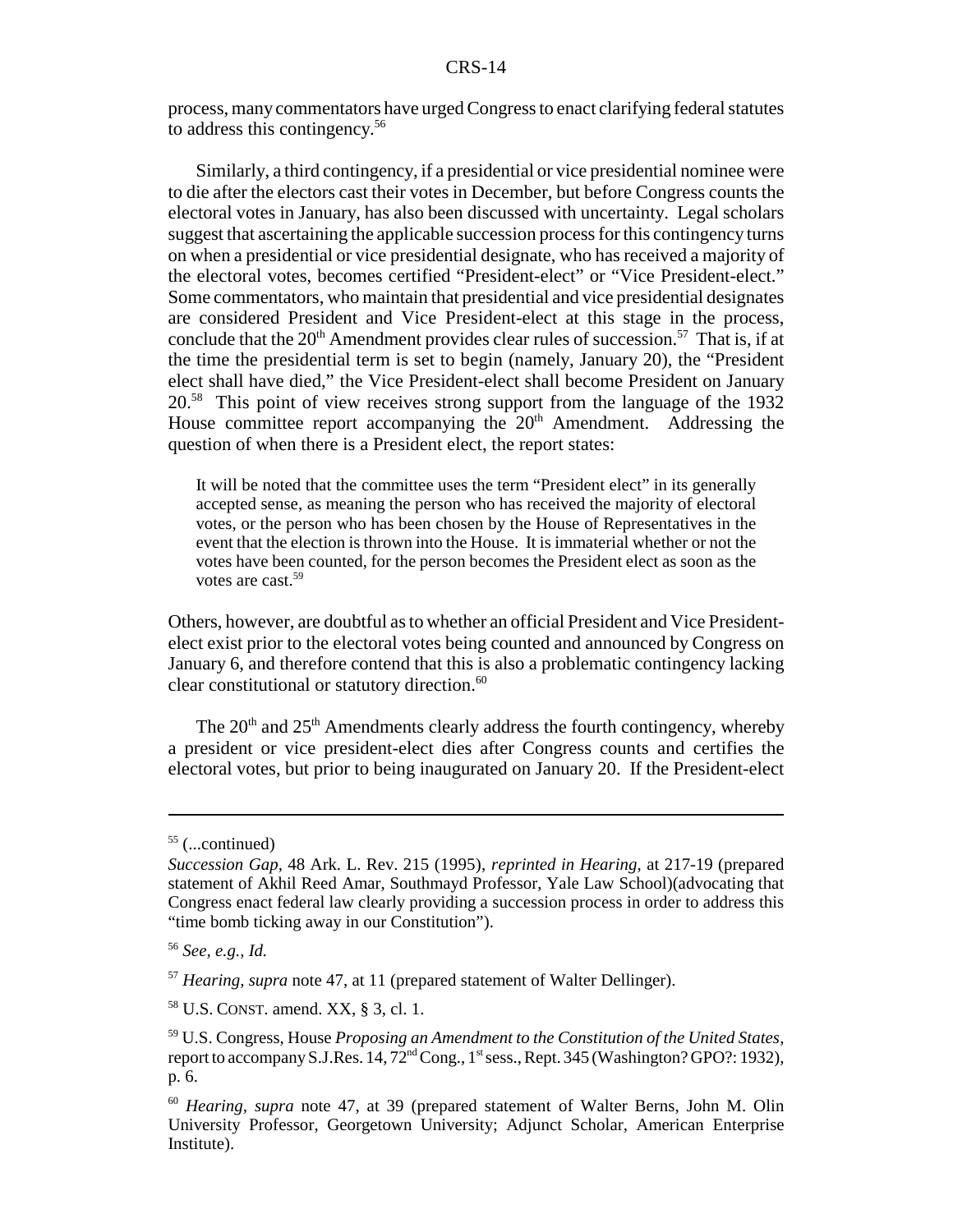process, many commentators have urged Congress to enact clarifying federal statutes to address this contingency.[56]

Similarly, a third contingency, if a presidential or vice presidential nominee were to die after the electors cast their votes in December, but before Congress counts the electoral votes in January, has also been discussed with uncertainty. Legal scholars suggest that ascertaining the applicable succession process for this contingency turns on when a presidential or vice presidential designate, who has received a majority of the electoral votes, becomes certified "President-elect" or "Vice President-elect." Some commentators, who maintain that presidential and vice presidential designates are considered President and Vice President-elect at this stage in the process, conclude that the 20th Amendment provides clear rules of succession.[57] That is, if at the time the presidential term is set to begin (namely, January 20), the "President elect shall have died," the Vice President-elect shall become President on January 20.[58] This point of view receives strong support from the language of the 1932 House committee report accompanying the 20th Amendment. Addressing the question of when there is a President elect, the report states:

> It will be noted that the committee uses the term "President elect" in its generally accepted sense, as meaning the person who has received the majority of electoral votes, or the person who has been chosen by the House of Representatives in the event that the election is thrown into the House. It is immaterial whether or not the votes have been counted, for the person becomes the President elect as soon as the votes are cast.[59]

Others, however, are doubtful as to whether an official President and Vice President-elect exist prior to the electoral votes being counted and announced by Congress on January 6, and therefore contend that this is also a problematic contingency lacking clear constitutional or statutory direction.[60]

The 20th and 25th Amendments clearly address the fourth contingency, whereby a president or vice president-elect dies after Congress counts and certifies the electoral votes, but prior to being inaugurated on January 20. If the President-elect

---

[55] (...continued)
*Succession Gap,* 48 Ark. L. Rev. 215 (1995), *reprinted in Hearing,* at 217-19 (prepared statement of Akhil Reed Amar, Southmayd Professor, Yale Law School)(advocating that Congress enact federal law clearly providing a succession process in order to address this "time bomb ticking away in our Constitution").

[56] *See, e.g., Id.*

[57] *Hearing, supra* note 47, at 11 (prepared statement of Walter Dellinger).

[58] U.S. CONST. amend. XX, § 3, cl. 1.

[59] U.S. Congress, House *Proposing an Amendment to the Constitution of the United States,* report to accompany S.J.Res. 14, 72nd Cong., 1st sess., Rept. 345 (Washington? GPO?: 1932), p. 6.

[60] *Hearing, supra* note 47, at 39 (prepared statement of Walter Berns, John M. Olin University Professor, Georgetown University; Adjunct Scholar, American Enterprise Institute).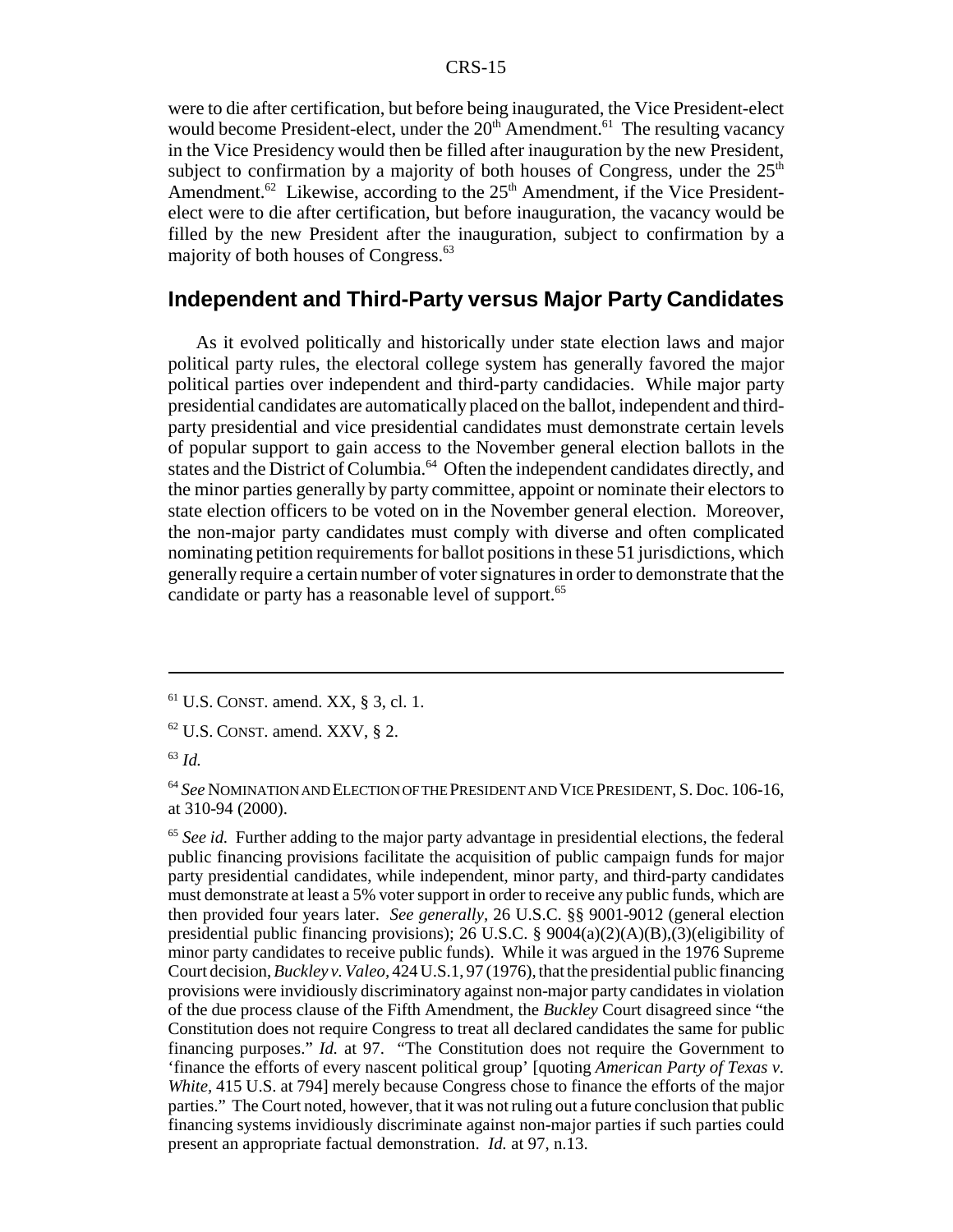were to die after certification, but before being inaugurated, the Vice President-elect would become President-elect, under the 20th Amendment.[61] The resulting vacancy in the Vice Presidency would then be filled after inauguration by the new President, subject to confirmation by a majority of both houses of Congress, under the 25th Amendment.[62] Likewise, according to the 25th Amendment, if the Vice President-elect were to die after certification, but before inauguration, the vacancy would be filled by the new President after the inauguration, subject to confirmation by a majority of both houses of Congress.[63]

## Independent and Third-Party versus Major Party Candidates

As it evolved politically and historically under state election laws and major political party rules, the electoral college system has generally favored the major political parties over independent and third-party candidacies. While major party presidential candidates are automatically placed on the ballot, independent and third-party presidential and vice presidential candidates must demonstrate certain levels of popular support to gain access to the November general election ballots in the states and the District of Columbia.[64] Often the independent candidates directly, and the minor parties generally by party committee, appoint or nominate their electors to state election officers to be voted on in the November general election. Moreover, the non-major party candidates must comply with diverse and often complicated nominating petition requirements for ballot positions in these 51 jurisdictions, which generally require a certain number of voter signatures in order to demonstrate that the candidate or party has a reasonable level of support.[65]

---

[61] U.S. CONST. amend. XX, § 3, cl. 1.

[62] U.S. CONST. amend. XXV, § 2.

[63] *Id.*

[64] *See* NOMINATION AND ELECTION OF THE PRESIDENT AND VICE PRESIDENT, S. Doc. 106-16, at 310-94 (2000).

[65] *See id.* Further adding to the major party advantage in presidential elections, the federal public financing provisions facilitate the acquisition of public campaign funds for major party presidential candidates, while independent, minor party, and third-party candidates must demonstrate at least a 5% voter support in order to receive any public funds, which are then provided four years later. *See generally,* 26 U.S.C. §§ 9001-9012 (general election presidential public financing provisions); 26 U.S.C. § 9004(a)(2)(A)(B),(3)(eligibility of minor party candidates to receive public funds). While it was argued in the 1976 Supreme Court decision, *Buckley v. Valeo,* 424 U.S.1, 97 (1976), that the presidential public financing provisions were invidiously discriminatory against non-major party candidates in violation of the due process clause of the Fifth Amendment, the *Buckley* Court disagreed since "the Constitution does not require Congress to treat all declared candidates the same for public financing purposes." *Id.* at 97. "The Constitution does not require the Government to 'finance the efforts of every nascent political group' [quoting *American Party of Texas v. White,* 415 U.S. at 794] merely because Congress chose to finance the efforts of the major parties." The Court noted, however, that it was not ruling out a future conclusion that public financing systems invidiously discriminate against non-major parties if such parties could present an appropriate factual demonstration. *Id.* at 97, n.13.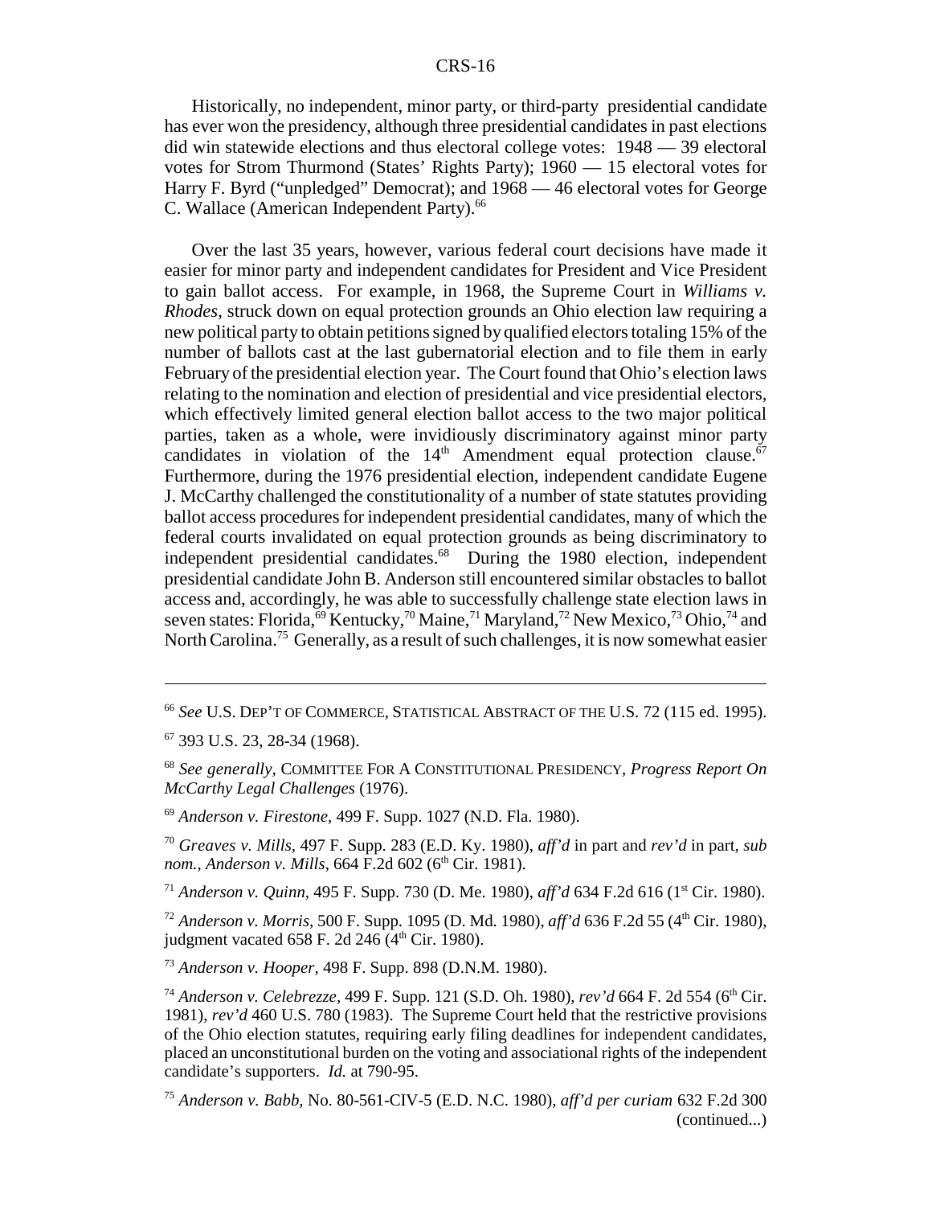Historically, no independent, minor party, or third-party presidential candidate has ever won the presidency, although three presidential candidates in past elections did win statewide elections and thus electoral college votes: 1948 — 39 electoral votes for Strom Thurmond (States' Rights Party); 1960 — 15 electoral votes for Harry F. Byrd ("unpledged" Democrat); and 1968 — 46 electoral votes for George C. Wallace (American Independent Party).[66]

Over the last 35 years, however, various federal court decisions have made it easier for minor party and independent candidates for President and Vice President to gain ballot access. For example, in 1968, the Supreme Court in *Williams v. Rhodes*, struck down on equal protection grounds an Ohio election law requiring a new political party to obtain petitions signed by qualified electors totaling 15% of the number of ballots cast at the last gubernatorial election and to file them in early February of the presidential election year. The Court found that Ohio's election laws relating to the nomination and election of presidential and vice presidential electors, which effectively limited general election ballot access to the two major political parties, taken as a whole, were invidiously discriminatory against minor party candidates in violation of the 14th Amendment equal protection clause.[67] Furthermore, during the 1976 presidential election, independent candidate Eugene J. McCarthy challenged the constitutionality of a number of state statutes providing ballot access procedures for independent presidential candidates, many of which the federal courts invalidated on equal protection grounds as being discriminatory to independent presidential candidates.[68] During the 1980 election, independent presidential candidate John B. Anderson still encountered similar obstacles to ballot access and, accordingly, he was able to successfully challenge state election laws in seven states: Florida,[69] Kentucky,[70] Maine,[71] Maryland,[72] New Mexico,[73] Ohio,[74] and North Carolina.[75] Generally, as a result of such challenges, it is now somewhat easier

---

[66] *See* U.S. DEP'T OF COMMERCE, STATISTICAL ABSTRACT OF THE U.S. 72 (115 ed. 1995).

[67] 393 U.S. 23, 28-34 (1968).

[68] *See generally*, COMMITTEE FOR A CONSTITUTIONAL PRESIDENCY, *Progress Report On McCarthy Legal Challenges* (1976).

[69] *Anderson v. Firestone*, 499 F. Supp. 1027 (N.D. Fla. 1980).

[70] *Greaves v. Mills*, 497 F. Supp. 283 (E.D. Ky. 1980), *aff'd* in part and *rev'd* in part, *sub nom., Anderson v. Mills*, 664 F.2d 602 (6th Cir. 1981).

[71] *Anderson v. Quinn*, 495 F. Supp. 730 (D. Me. 1980), *aff'd* 634 F.2d 616 (1st Cir. 1980).

[72] *Anderson v. Morris*, 500 F. Supp. 1095 (D. Md. 1980), *aff'd* 636 F.2d 55 (4th Cir. 1980), judgment vacated 658 F. 2d 246 (4th Cir. 1980).

[73] *Anderson v. Hooper*, 498 F. Supp. 898 (D.N.M. 1980).

[74] *Anderson v. Celebrezze*, 499 F. Supp. 121 (S.D. Oh. 1980), *rev'd* 664 F. 2d 554 (6th Cir. 1981), *rev'd* 460 U.S. 780 (1983). The Supreme Court held that the restrictive provisions of the Ohio election statutes, requiring early filing deadlines for independent candidates, placed an unconstitutional burden on the voting and associational rights of the independent candidate's supporters. *Id.* at 790-95.

[75] *Anderson v. Babb*, No. 80-561-CIV-5 (E.D. N.C. 1980), *aff'd per curiam* 632 F.2d 300 (continued...)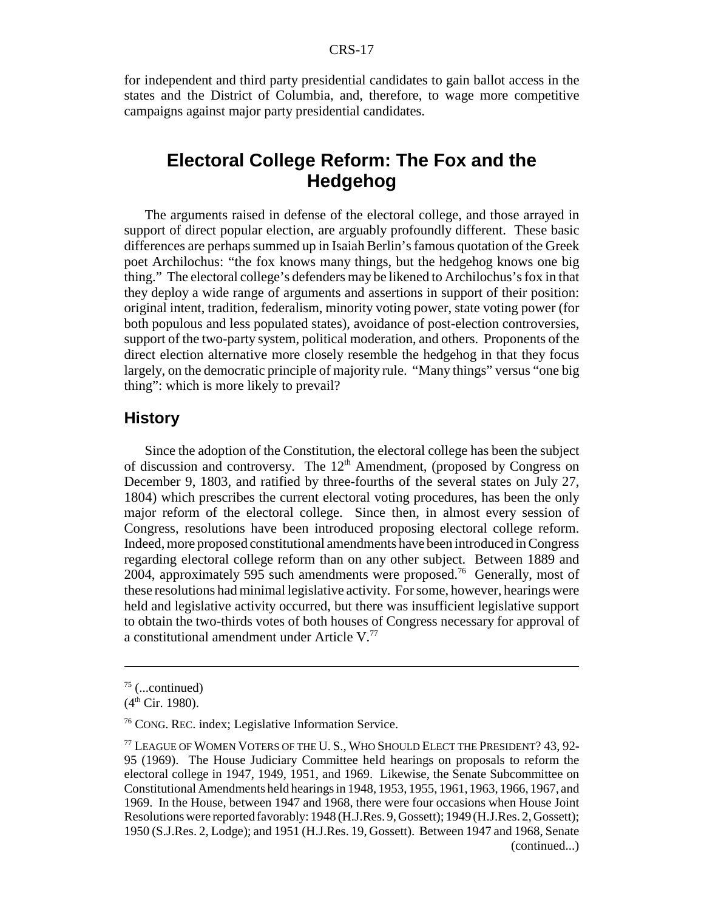for independent and third party presidential candidates to gain ballot access in the states and the District of Columbia, and, therefore, to wage more competitive campaigns against major party presidential candidates.

## Electoral College Reform: The Fox and the Hedgehog

The arguments raised in defense of the electoral college, and those arrayed in support of direct popular election, are arguably profoundly different. These basic differences are perhaps summed up in Isaiah Berlin's famous quotation of the Greek poet Archilochus: "the fox knows many things, but the hedgehog knows one big thing." The electoral college's defenders may be likened to Archilochus's fox in that they deploy a wide range of arguments and assertions in support of their position: original intent, tradition, federalism, minority voting power, state voting power (for both populous and less populated states), avoidance of post-election controversies, support of the two-party system, political moderation, and others. Proponents of the direct election alternative more closely resemble the hedgehog in that they focus largely, on the democratic principle of majority rule. "Many things" versus "one big thing": which is more likely to prevail?

### History

Since the adoption of the Constitution, the electoral college has been the subject of discussion and controversy. The 12th Amendment, (proposed by Congress on December 9, 1803, and ratified by three-fourths of the several states on July 27, 1804) which prescribes the current electoral voting procedures, has been the only major reform of the electoral college. Since then, in almost every session of Congress, resolutions have been introduced proposing electoral college reform. Indeed, more proposed constitutional amendments have been introduced in Congress regarding electoral college reform than on any other subject. Between 1889 and 2004, approximately 595 such amendments were proposed.[76] Generally, most of these resolutions had minimal legislative activity. For some, however, hearings were held and legislative activity occurred, but there was insufficient legislative support to obtain the two-thirds votes of both houses of Congress necessary for approval of a constitutional amendment under Article V.[77]

---

[75] (...continued)
(4th Cir. 1980).

[76] CONG. REC. index; Legislative Information Service.

[77] LEAGUE OF WOMEN VOTERS OF THE U. S., WHO SHOULD ELECT THE PRESIDENT? 43, 92-95 (1969). The House Judiciary Committee held hearings on proposals to reform the electoral college in 1947, 1949, 1951, and 1969. Likewise, the Senate Subcommittee on Constitutional Amendments held hearings in 1948, 1953, 1955, 1961, 1963, 1966, 1967, and 1969. In the House, between 1947 and 1968, there were four occasions when House Joint Resolutions were reported favorably: 1948 (H.J.Res. 9, Gossett); 1949 (H.J.Res. 2, Gossett); 1950 (S.J.Res. 2, Lodge); and 1951 (H.J.Res. 19, Gossett). Between 1947 and 1968, Senate (continued...)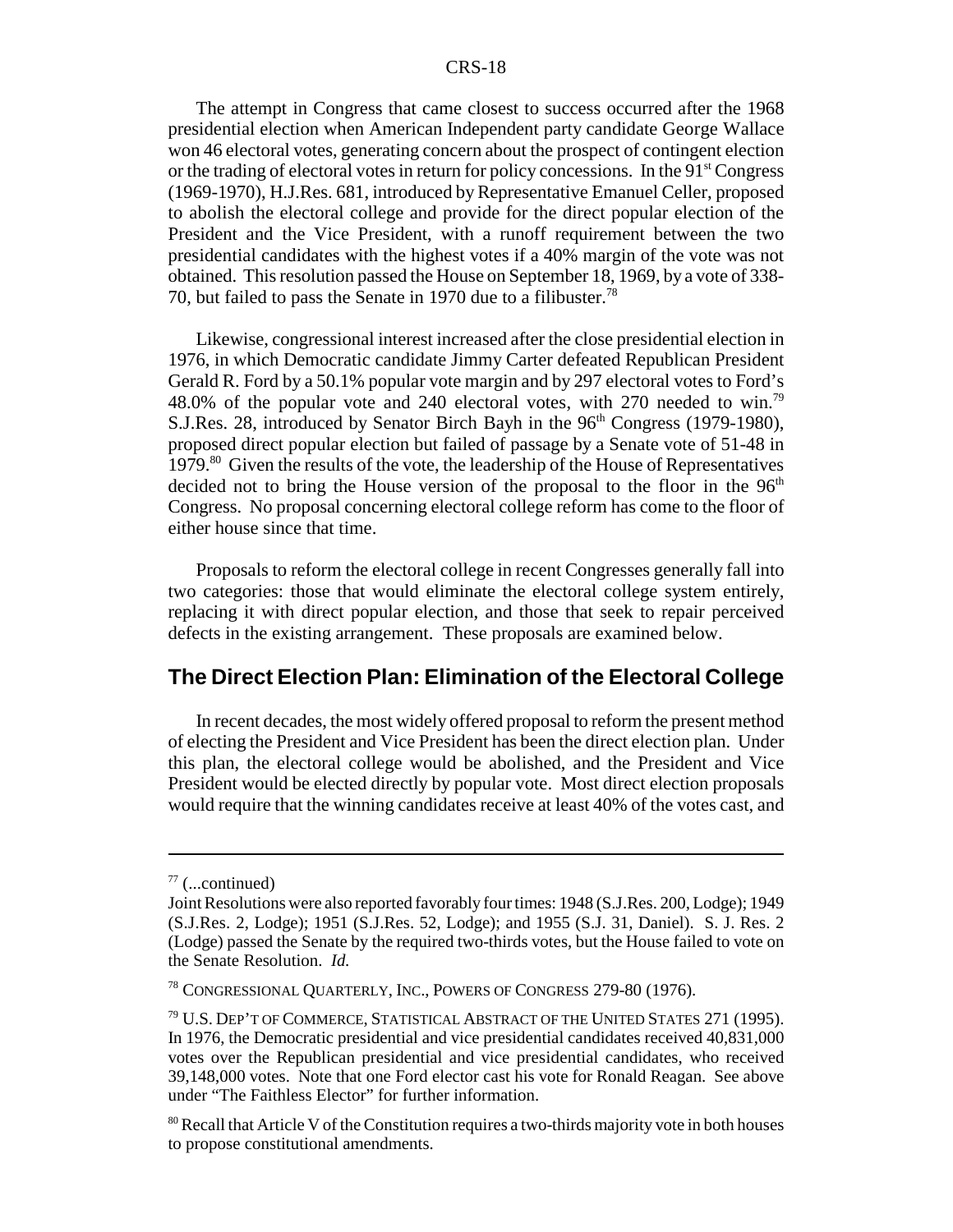The attempt in Congress that came closest to success occurred after the 1968 presidential election when American Independent party candidate George Wallace won 46 electoral votes, generating concern about the prospect of contingent election or the trading of electoral votes in return for policy concessions. In the 91st Congress (1969-1970), H.J.Res. 681, introduced by Representative Emanuel Celler, proposed to abolish the electoral college and provide for the direct popular election of the President and the Vice President, with a runoff requirement between the two presidential candidates with the highest votes if a 40% margin of the vote was not obtained. This resolution passed the House on September 18, 1969, by a vote of 338-70, but failed to pass the Senate in 1970 due to a filibuster.[78]

Likewise, congressional interest increased after the close presidential election in 1976, in which Democratic candidate Jimmy Carter defeated Republican President Gerald R. Ford by a 50.1% popular vote margin and by 297 electoral votes to Ford's 48.0% of the popular vote and 240 electoral votes, with 270 needed to win.[79] S.J.Res. 28, introduced by Senator Birch Bayh in the 96th Congress (1979-1980), proposed direct popular election but failed of passage by a Senate vote of 51-48 in 1979.[80] Given the results of the vote, the leadership of the House of Representatives decided not to bring the House version of the proposal to the floor in the 96th Congress. No proposal concerning electoral college reform has come to the floor of either house since that time.

Proposals to reform the electoral college in recent Congresses generally fall into two categories: those that would eliminate the electoral college system entirely, replacing it with direct popular election, and those that seek to repair perceived defects in the existing arrangement. These proposals are examined below.

## The Direct Election Plan: Elimination of the Electoral College

In recent decades, the most widely offered proposal to reform the present method of electing the President and Vice President has been the direct election plan. Under this plan, the electoral college would be abolished, and the President and Vice President would be elected directly by popular vote. Most direct election proposals would require that the winning candidates receive at least 40% of the votes cast, and

---

[77] (...continued)
Joint Resolutions were also reported favorably four times: 1948 (S.J.Res. 200, Lodge); 1949 (S.J.Res. 2, Lodge); 1951 (S.J.Res. 52, Lodge); and 1955 (S.J. 31, Daniel). S. J. Res. 2 (Lodge) passed the Senate by the required two-thirds votes, but the House failed to vote on the Senate Resolution. *Id.*

[78] CONGRESSIONAL QUARTERLY, INC., POWERS OF CONGRESS 279-80 (1976).

[79] U.S. DEP'T OF COMMERCE, STATISTICAL ABSTRACT OF THE UNITED STATES 271 (1995). In 1976, the Democratic presidential and vice presidential candidates received 40,831,000 votes over the Republican presidential and vice presidential candidates, who received 39,148,000 votes. Note that one Ford elector cast his vote for Ronald Reagan. See above under "The Faithless Elector" for further information.

[80] Recall that Article V of the Constitution requires a two-thirds majority vote in both houses to propose constitutional amendments.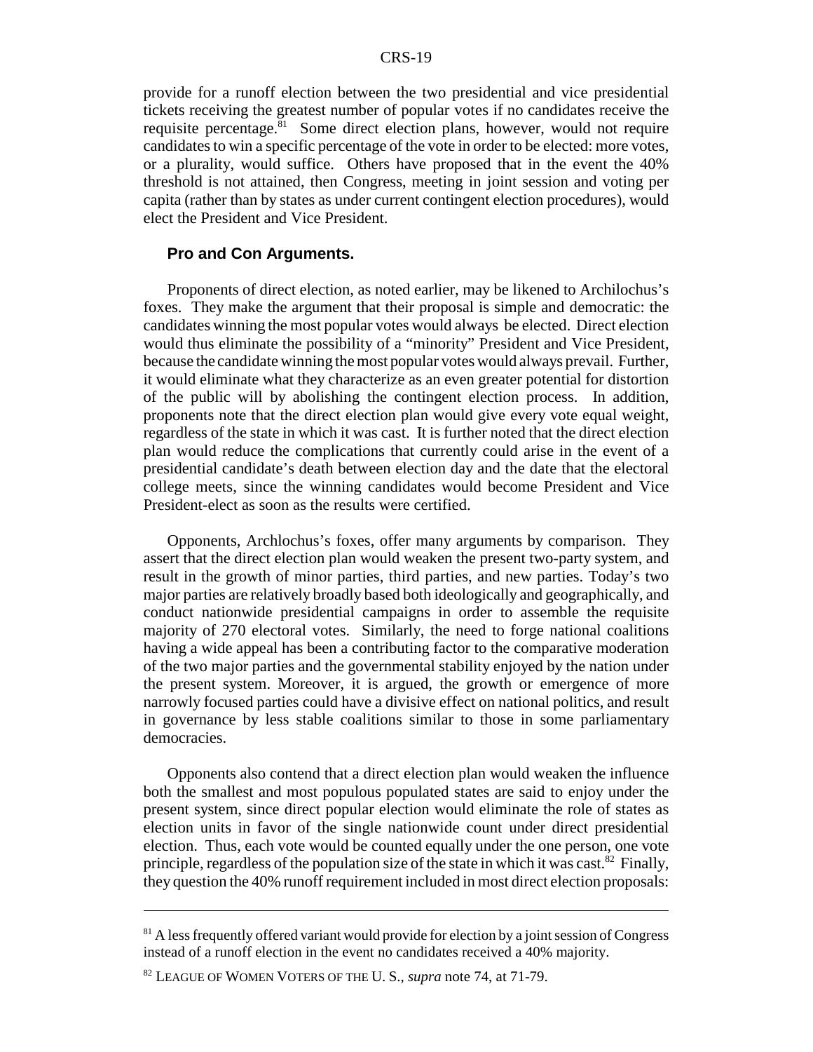provide for a runoff election between the two presidential and vice presidential tickets receiving the greatest number of popular votes if no candidates receive the requisite percentage.[81] Some direct election plans, however, would not require candidates to win a specific percentage of the vote in order to be elected: more votes, or a plurality, would suffice. Others have proposed that in the event the 40% threshold is not attained, then Congress, meeting in joint session and voting per capita (rather than by states as under current contingent election procedures), would elect the President and Vice President.

### Pro and Con Arguments.

Proponents of direct election, as noted earlier, may be likened to Archilochus's foxes. They make the argument that their proposal is simple and democratic: the candidates winning the most popular votes would always be elected. Direct election would thus eliminate the possibility of a "minority" President and Vice President, because the candidate winning the most popular votes would always prevail. Further, it would eliminate what they characterize as an even greater potential for distortion of the public will by abolishing the contingent election process. In addition, proponents note that the direct election plan would give every vote equal weight, regardless of the state in which it was cast. It is further noted that the direct election plan would reduce the complications that currently could arise in the event of a presidential candidate's death between election day and the date that the electoral college meets, since the winning candidates would become President and Vice President-elect as soon as the results were certified.

Opponents, Archlochus's foxes, offer many arguments by comparison. They assert that the direct election plan would weaken the present two-party system, and result in the growth of minor parties, third parties, and new parties. Today's two major parties are relatively broadly based both ideologically and geographically, and conduct nationwide presidential campaigns in order to assemble the requisite majority of 270 electoral votes. Similarly, the need to forge national coalitions having a wide appeal has been a contributing factor to the comparative moderation of the two major parties and the governmental stability enjoyed by the nation under the present system. Moreover, it is argued, the growth or emergence of more narrowly focused parties could have a divisive effect on national politics, and result in governance by less stable coalitions similar to those in some parliamentary democracies.

Opponents also contend that a direct election plan would weaken the influence both the smallest and most populous populated states are said to enjoy under the present system, since direct popular election would eliminate the role of states as election units in favor of the single nationwide count under direct presidential election. Thus, each vote would be counted equally under the one person, one vote principle, regardless of the population size of the state in which it was cast.[82] Finally, they question the 40% runoff requirement included in most direct election proposals:

---

[81] A less frequently offered variant would provide for election by a joint session of Congress instead of a runoff election in the event no candidates received a 40% majority.

[82] League of Women Voters of the U. S., *supra* note 74, at 71-79.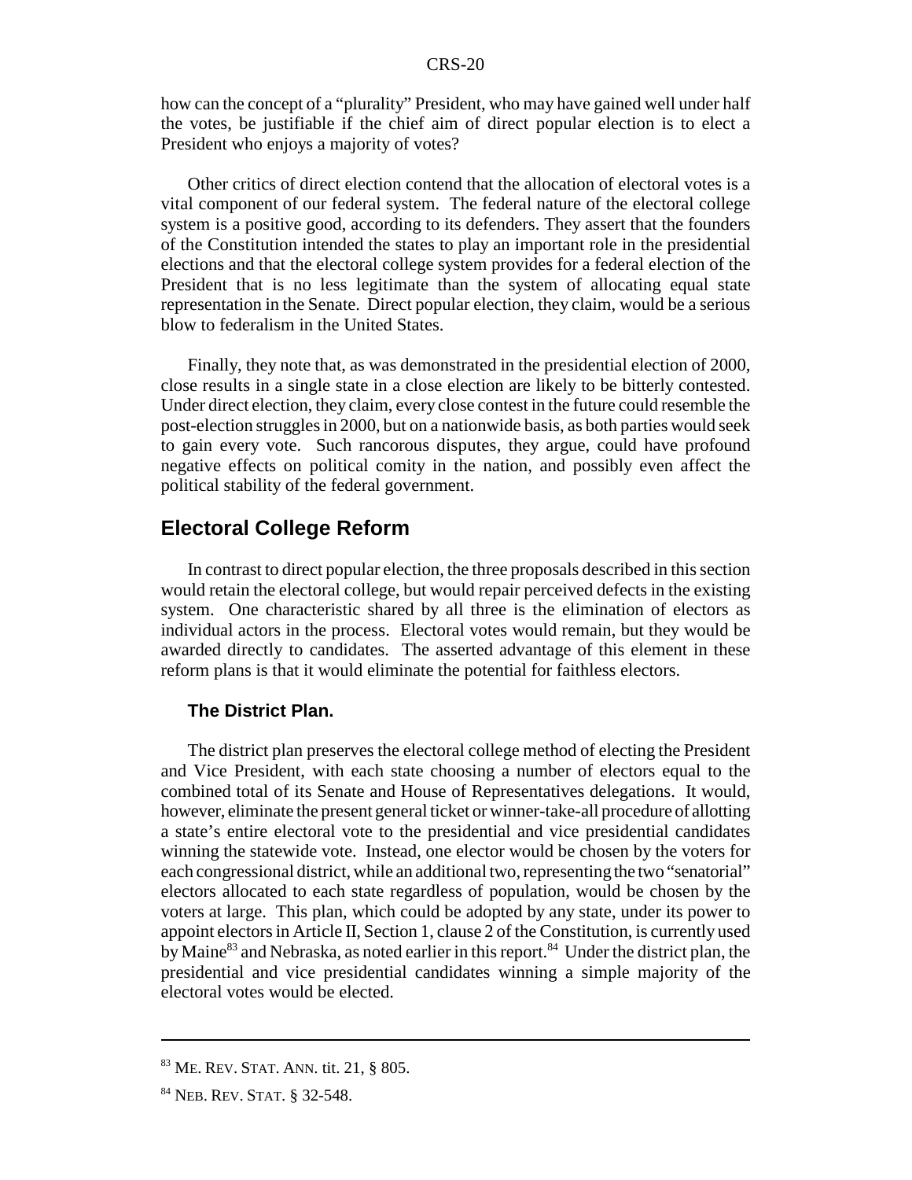how can the concept of a "plurality" President, who may have gained well under half the votes, be justifiable if the chief aim of direct popular election is to elect a President who enjoys a majority of votes?

Other critics of direct election contend that the allocation of electoral votes is a vital component of our federal system. The federal nature of the electoral college system is a positive good, according to its defenders. They assert that the founders of the Constitution intended the states to play an important role in the presidential elections and that the electoral college system provides for a federal election of the President that is no less legitimate than the system of allocating equal state representation in the Senate. Direct popular election, they claim, would be a serious blow to federalism in the United States.

Finally, they note that, as was demonstrated in the presidential election of 2000, close results in a single state in a close election are likely to be bitterly contested. Under direct election, they claim, every close contest in the future could resemble the post-election struggles in 2000, but on a nationwide basis, as both parties would seek to gain every vote. Such rancorous disputes, they argue, could have profound negative effects on political comity in the nation, and possibly even affect the political stability of the federal government.

## Electoral College Reform

In contrast to direct popular election, the three proposals described in this section would retain the electoral college, but would repair perceived defects in the existing system. One characteristic shared by all three is the elimination of electors as individual actors in the process. Electoral votes would remain, but they would be awarded directly to candidates. The asserted advantage of this element in these reform plans is that it would eliminate the potential for faithless electors.

### The District Plan.

The district plan preserves the electoral college method of electing the President and Vice President, with each state choosing a number of electors equal to the combined total of its Senate and House of Representatives delegations. It would, however, eliminate the present general ticket or winner-take-all procedure of allotting a state's entire electoral vote to the presidential and vice presidential candidates winning the statewide vote. Instead, one elector would be chosen by the voters for each congressional district, while an additional two, representing the two "senatorial" electors allocated to each state regardless of population, would be chosen by the voters at large. This plan, which could be adopted by any state, under its power to appoint electors in Article II, Section 1, clause 2 of the Constitution, is currently used by Maine[83] and Nebraska, as noted earlier in this report.[84] Under the district plan, the presidential and vice presidential candidates winning a simple majority of the electoral votes would be elected.

---

[83] ME. REV. STAT. ANN. tit. 21, § 805.

[84] NEB. REV. STAT. § 32-548.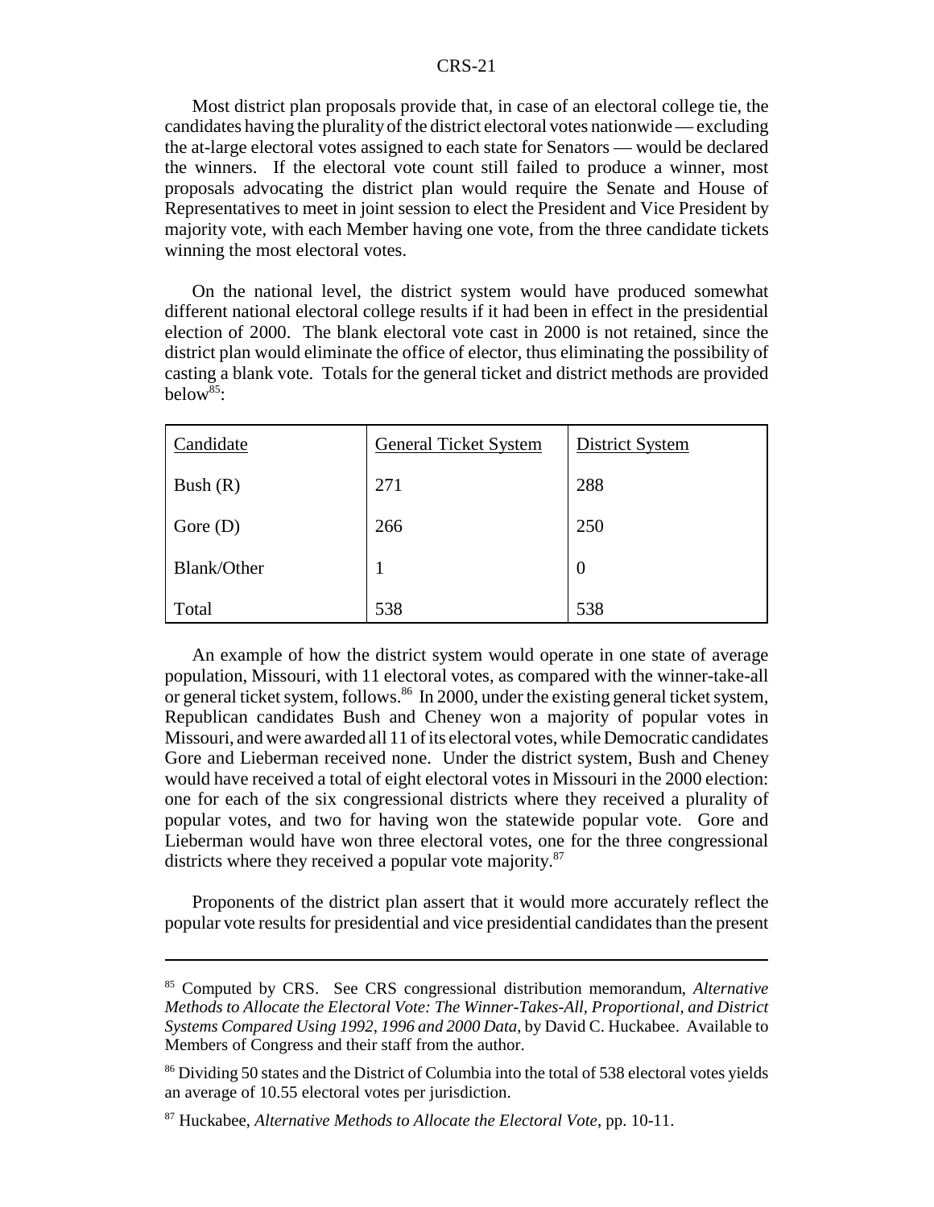Most district plan proposals provide that, in case of an electoral college tie, the candidates having the plurality of the district electoral votes nationwide — excluding the at-large electoral votes assigned to each state for Senators — would be declared the winners. If the electoral vote count still failed to produce a winner, most proposals advocating the district plan would require the Senate and House of Representatives to meet in joint session to elect the President and Vice President by majority vote, with each Member having one vote, from the three candidate tickets winning the most electoral votes.

On the national level, the district system would have produced somewhat different national electoral college results if it had been in effect in the presidential election of 2000. The blank electoral vote cast in 2000 is not retained, since the district plan would eliminate the office of elector, thus eliminating the possibility of casting a blank vote. Totals for the general ticket and district methods are provided below[85]:

| Candidate | General Ticket System | District System |
|---|---|---|
| Bush (R) | 271 | 288 |
| Gore (D) | 266 | 250 |
| Blank/Other | 1 | 0 |
| Total | 538 | 538 |

An example of how the district system would operate in one state of average population, Missouri, with 11 electoral votes, as compared with the winner-take-all or general ticket system, follows.[86] In 2000, under the existing general ticket system, Republican candidates Bush and Cheney won a majority of popular votes in Missouri, and were awarded all 11 of its electoral votes, while Democratic candidates Gore and Lieberman received none. Under the district system, Bush and Cheney would have received a total of eight electoral votes in Missouri in the 2000 election: one for each of the six congressional districts where they received a plurality of popular votes, and two for having won the statewide popular vote. Gore and Lieberman would have won three electoral votes, one for the three congressional districts where they received a popular vote majority.[87]

Proponents of the district plan assert that it would more accurately reflect the popular vote results for presidential and vice presidential candidates than the present

---

[85] Computed by CRS. See CRS congressional distribution memorandum, *Alternative Methods to Allocate the Electoral Vote: The Winner-Takes-All, Proportional, and District Systems Compared Using 1992, 1996 and 2000 Data*, by David C. Huckabee. Available to Members of Congress and their staff from the author.

[86] Dividing 50 states and the District of Columbia into the total of 538 electoral votes yields an average of 10.55 electoral votes per jurisdiction.

[87] Huckabee, *Alternative Methods to Allocate the Electoral Vote*, pp. 10-11.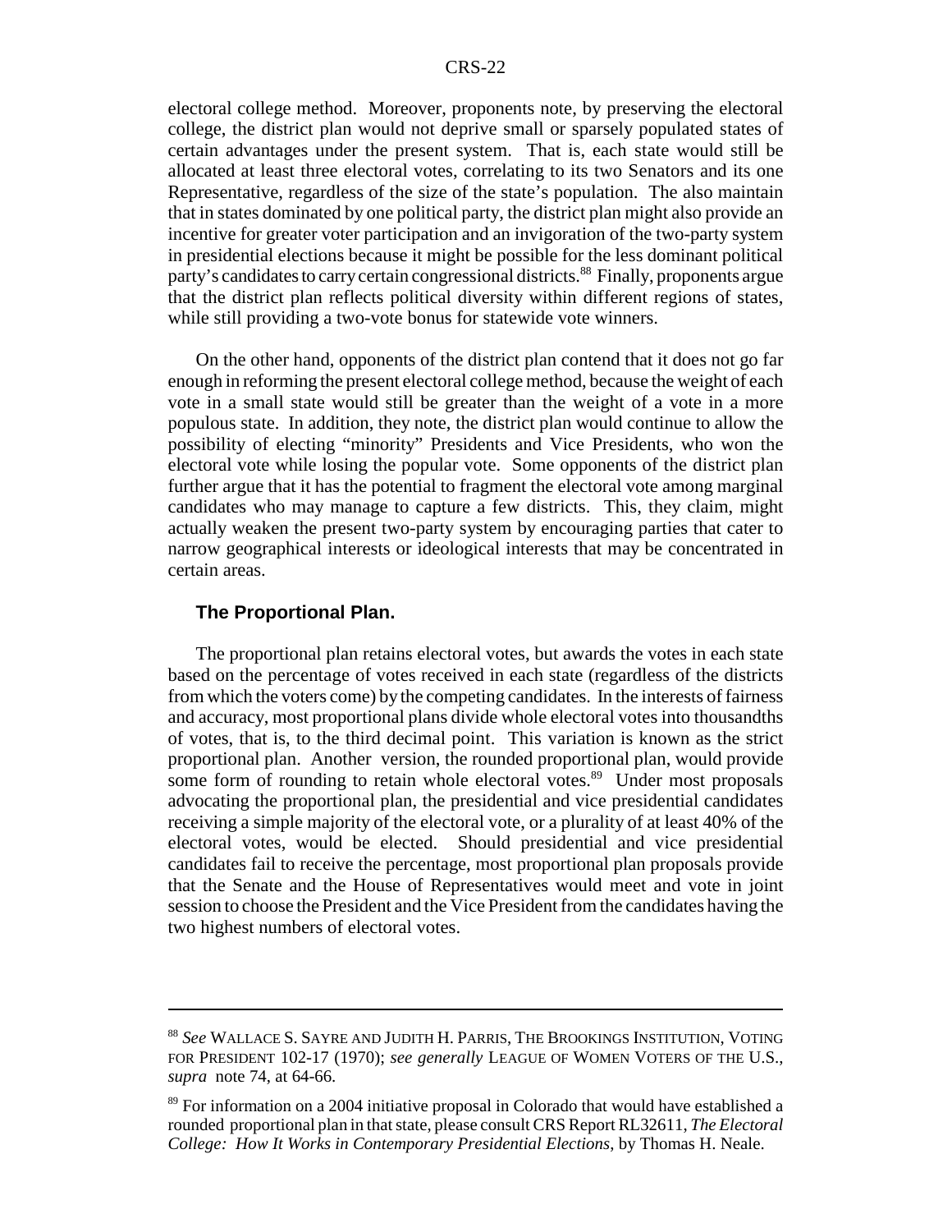electoral college method. Moreover, proponents note, by preserving the electoral college, the district plan would not deprive small or sparsely populated states of certain advantages under the present system. That is, each state would still be allocated at least three electoral votes, correlating to its two Senators and its one Representative, regardless of the size of the state's population. The also maintain that in states dominated by one political party, the district plan might also provide an incentive for greater voter participation and an invigoration of the two-party system in presidential elections because it might be possible for the less dominant political party's candidates to carry certain congressional districts.[88] Finally, proponents argue that the district plan reflects political diversity within different regions of states, while still providing a two-vote bonus for statewide vote winners.

On the other hand, opponents of the district plan contend that it does not go far enough in reforming the present electoral college method, because the weight of each vote in a small state would still be greater than the weight of a vote in a more populous state. In addition, they note, the district plan would continue to allow the possibility of electing "minority" Presidents and Vice Presidents, who won the electoral vote while losing the popular vote. Some opponents of the district plan further argue that it has the potential to fragment the electoral vote among marginal candidates who may manage to capture a few districts. This, they claim, might actually weaken the present two-party system by encouraging parties that cater to narrow geographical interests or ideological interests that may be concentrated in certain areas.

### The Proportional Plan.

The proportional plan retains electoral votes, but awards the votes in each state based on the percentage of votes received in each state (regardless of the districts from which the voters come) by the competing candidates. In the interests of fairness and accuracy, most proportional plans divide whole electoral votes into thousandths of votes, that is, to the third decimal point. This variation is known as the strict proportional plan. Another version, the rounded proportional plan, would provide some form of rounding to retain whole electoral votes.[89] Under most proposals advocating the proportional plan, the presidential and vice presidential candidates receiving a simple majority of the electoral vote, or a plurality of at least 40% of the electoral votes, would be elected. Should presidential and vice presidential candidates fail to receive the percentage, most proportional plan proposals provide that the Senate and the House of Representatives would meet and vote in joint session to choose the President and the Vice President from the candidates having the two highest numbers of electoral votes.

---

[88] *See* WALLACE S. SAYRE AND JUDITH H. PARRIS, THE BROOKINGS INSTITUTION, VOTING FOR PRESIDENT 102-17 (1970); *see generally* LEAGUE OF WOMEN VOTERS OF THE U.S., *supra* note 74, at 64-66.

[89] For information on a 2004 initiative proposal in Colorado that would have established a rounded proportional plan in that state, please consult CRS Report RL32611, *The Electoral College: How It Works in Contemporary Presidential Elections*, by Thomas H. Neale.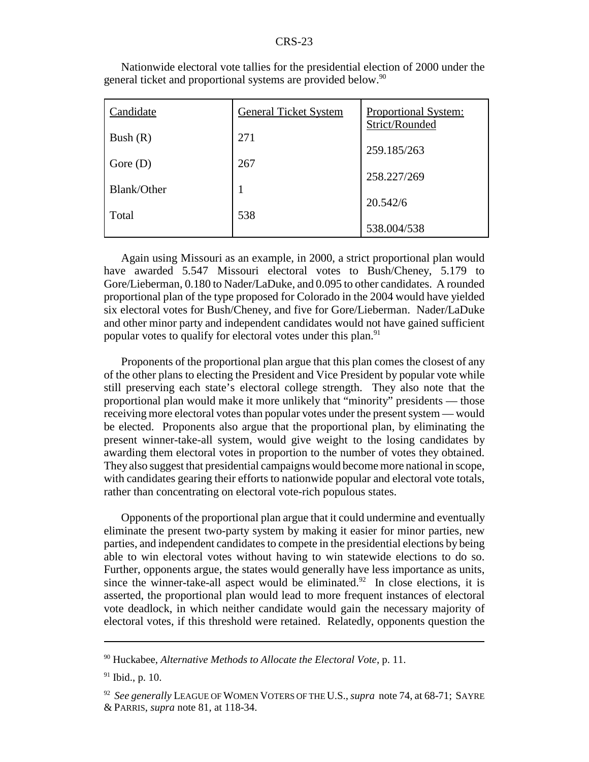Nationwide electoral vote tallies for the presidential election of 2000 under the general ticket and proportional systems are provided below.[90]

| Candidate | General Ticket System | Proportional System: Strict/Rounded |
|---|---|---|
| Bush (R) | 271 | 259.185/263 |
| Gore (D) | 267 | 258.227/269 |
| Blank/Other | 1 | 20.542/6 |
| Total | 538 | 538.004/538 |

Again using Missouri as an example, in 2000, a strict proportional plan would have awarded 5.547 Missouri electoral votes to Bush/Cheney, 5.179 to Gore/Lieberman, 0.180 to Nader/LaDuke, and 0.095 to other candidates. A rounded proportional plan of the type proposed for Colorado in the 2004 would have yielded six electoral votes for Bush/Cheney, and five for Gore/Lieberman. Nader/LaDuke and other minor party and independent candidates would not have gained sufficient popular votes to qualify for electoral votes under this plan.[91]

Proponents of the proportional plan argue that this plan comes the closest of any of the other plans to electing the President and Vice President by popular vote while still preserving each state's electoral college strength. They also note that the proportional plan would make it more unlikely that "minority" presidents — those receiving more electoral votes than popular votes under the present system — would be elected. Proponents also argue that the proportional plan, by eliminating the present winner-take-all system, would give weight to the losing candidates by awarding them electoral votes in proportion to the number of votes they obtained. They also suggest that presidential campaigns would become more national in scope, with candidates gearing their efforts to nationwide popular and electoral vote totals, rather than concentrating on electoral vote-rich populous states.

Opponents of the proportional plan argue that it could undermine and eventually eliminate the present two-party system by making it easier for minor parties, new parties, and independent candidates to compete in the presidential elections by being able to win electoral votes without having to win statewide elections to do so. Further, opponents argue, the states would generally have less importance as units, since the winner-take-all aspect would be eliminated.[92] In close elections, it is asserted, the proportional plan would lead to more frequent instances of electoral vote deadlock, in which neither candidate would gain the necessary majority of electoral votes, if this threshold were retained. Relatedly, opponents question the

---

[90] Huckabee, *Alternative Methods to Allocate the Electoral Vote*, p. 11.

[91] Ibid., p. 10.

[92] *See generally* LEAGUE OF WOMEN VOTERS OF THE U.S., *supra* note 74, at 68-71; SAYRE & PARRIS, *supra* note 81, at 118-34.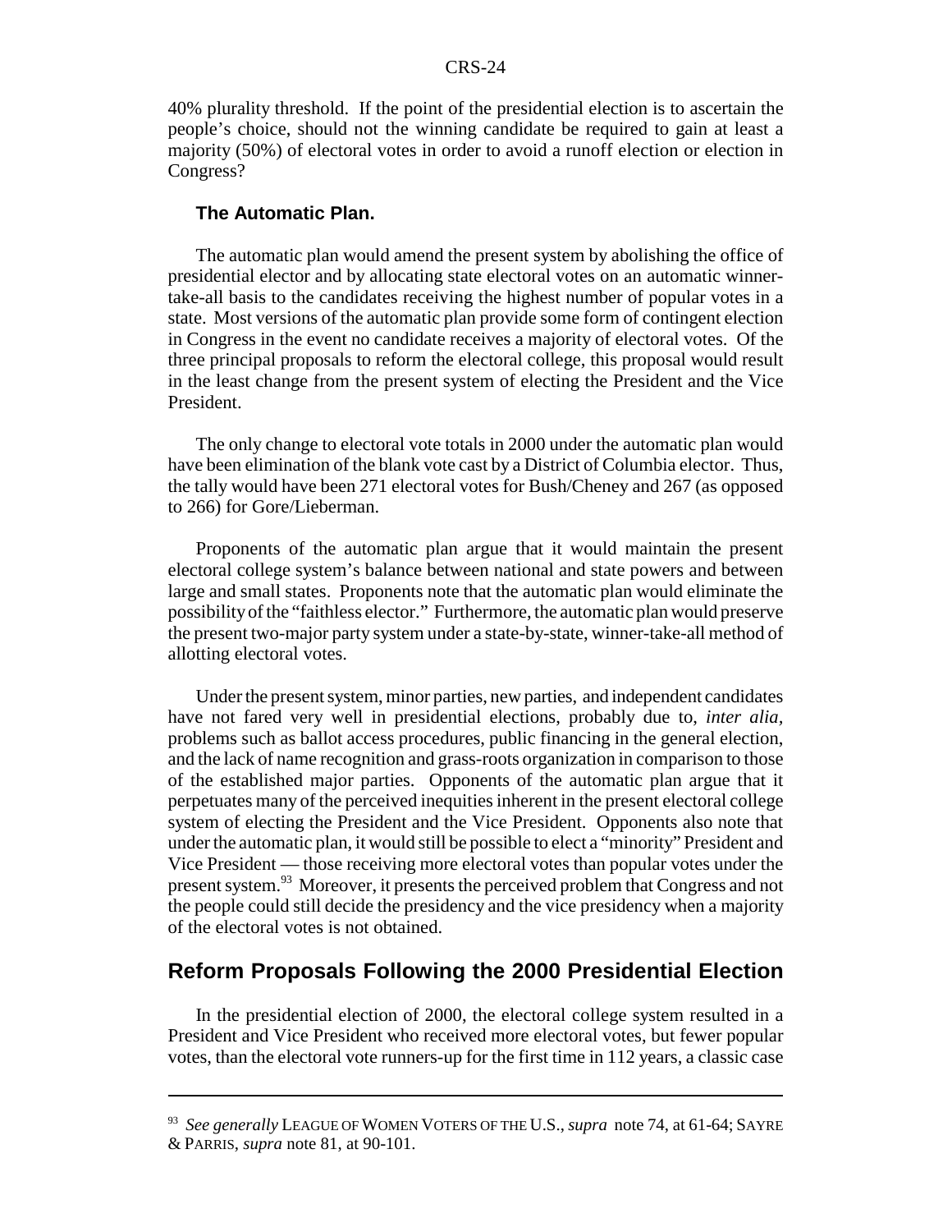40% plurality threshold. If the point of the presidential election is to ascertain the people's choice, should not the winning candidate be required to gain at least a majority (50%) of electoral votes in order to avoid a runoff election or election in Congress?

### The Automatic Plan.

The automatic plan would amend the present system by abolishing the office of presidential elector and by allocating state electoral votes on an automatic winner-take-all basis to the candidates receiving the highest number of popular votes in a state. Most versions of the automatic plan provide some form of contingent election in Congress in the event no candidate receives a majority of electoral votes. Of the three principal proposals to reform the electoral college, this proposal would result in the least change from the present system of electing the President and the Vice President.

The only change to electoral vote totals in 2000 under the automatic plan would have been elimination of the blank vote cast by a District of Columbia elector. Thus, the tally would have been 271 electoral votes for Bush/Cheney and 267 (as opposed to 266) for Gore/Lieberman.

Proponents of the automatic plan argue that it would maintain the present electoral college system's balance between national and state powers and between large and small states. Proponents note that the automatic plan would eliminate the possibility of the "faithless elector." Furthermore, the automatic plan would preserve the present two-major party system under a state-by-state, winner-take-all method of allotting electoral votes.

Under the present system, minor parties, new parties, and independent candidates have not fared very well in presidential elections, probably due to, *inter alia,* problems such as ballot access procedures, public financing in the general election, and the lack of name recognition and grass-roots organization in comparison to those of the established major parties. Opponents of the automatic plan argue that it perpetuates many of the perceived inequities inherent in the present electoral college system of electing the President and the Vice President. Opponents also note that under the automatic plan, it would still be possible to elect a "minority" President and Vice President — those receiving more electoral votes than popular votes under the present system.[93] Moreover, it presents the perceived problem that Congress and not the people could still decide the presidency and the vice presidency when a majority of the electoral votes is not obtained.

## Reform Proposals Following the 2000 Presidential Election

In the presidential election of 2000, the electoral college system resulted in a President and Vice President who received more electoral votes, but fewer popular votes, than the electoral vote runners-up for the first time in 112 years, a classic case

---

[93] *See generally* LEAGUE OF WOMEN VOTERS OF THE U.S., *supra* note 74, at 61-64; SAYRE & PARRIS, *supra* note 81, at 90-101.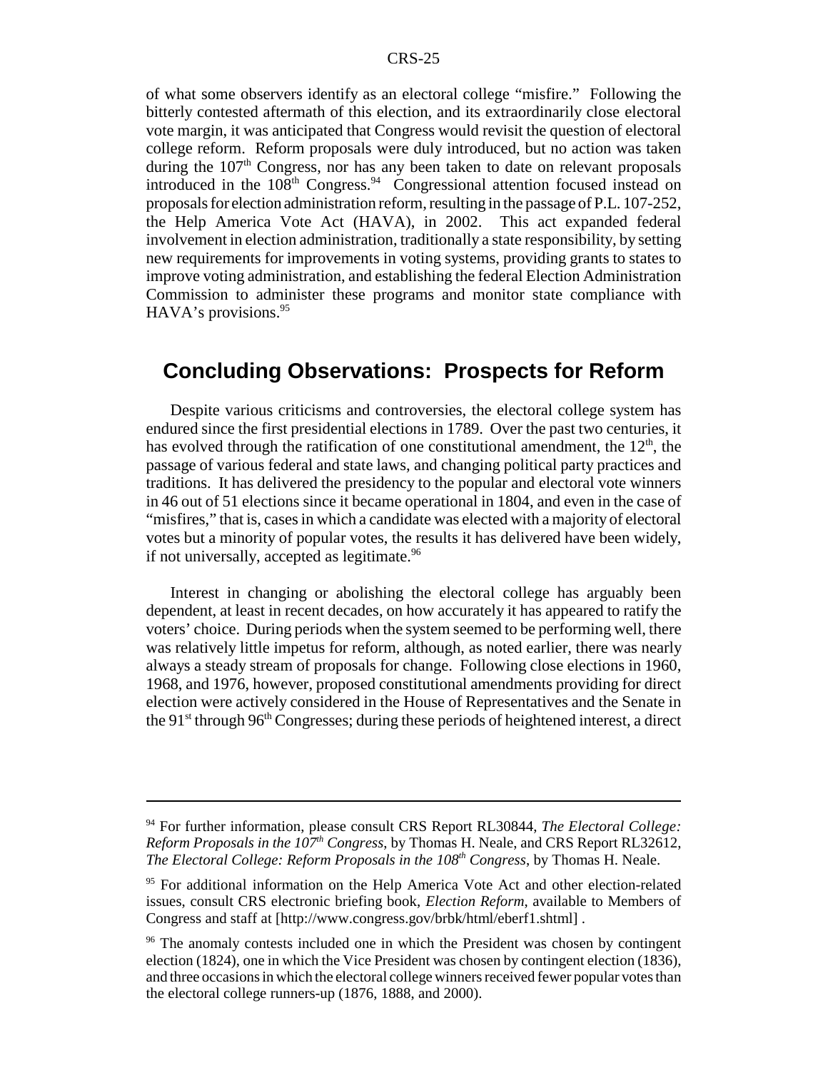of what some observers identify as an electoral college "misfire." Following the bitterly contested aftermath of this election, and its extraordinarily close electoral vote margin, it was anticipated that Congress would revisit the question of electoral college reform. Reform proposals were duly introduced, but no action was taken during the 107th Congress, nor has any been taken to date on relevant proposals introduced in the 108th Congress.[94] Congressional attention focused instead on proposals for election administration reform, resulting in the passage of P.L. 107-252, the Help America Vote Act (HAVA), in 2002. This act expanded federal involvement in election administration, traditionally a state responsibility, by setting new requirements for improvements in voting systems, providing grants to states to improve voting administration, and establishing the federal Election Administration Commission to administer these programs and monitor state compliance with HAVA's provisions.[95]

## Concluding Observations: Prospects for Reform

Despite various criticisms and controversies, the electoral college system has endured since the first presidential elections in 1789. Over the past two centuries, it has evolved through the ratification of one constitutional amendment, the 12th, the passage of various federal and state laws, and changing political party practices and traditions. It has delivered the presidency to the popular and electoral vote winners in 46 out of 51 elections since it became operational in 1804, and even in the case of "misfires," that is, cases in which a candidate was elected with a majority of electoral votes but a minority of popular votes, the results it has delivered have been widely, if not universally, accepted as legitimate.[96]

Interest in changing or abolishing the electoral college has arguably been dependent, at least in recent decades, on how accurately it has appeared to ratify the voters' choice. During periods when the system seemed to be performing well, there was relatively little impetus for reform, although, as noted earlier, there was nearly always a steady stream of proposals for change. Following close elections in 1960, 1968, and 1976, however, proposed constitutional amendments providing for direct election were actively considered in the House of Representatives and the Senate in the 91st through 96th Congresses; during these periods of heightened interest, a direct

---

[94] For further information, please consult CRS Report RL30844, *The Electoral College: Reform Proposals in the 107th Congress*, by Thomas H. Neale, and CRS Report RL32612, *The Electoral College: Reform Proposals in the 108th Congress*, by Thomas H. Neale.

[95] For additional information on the Help America Vote Act and other election-related issues, consult CRS electronic briefing book, *Election Reform*, available to Members of Congress and staff at [http://www.congress.gov/brbk/html/eberf1.shtml] .

[96] The anomaly contests included one in which the President was chosen by contingent election (1824), one in which the Vice President was chosen by contingent election (1836), and three occasions in which the electoral college winners received fewer popular votes than the electoral college runners-up (1876, 1888, and 2000).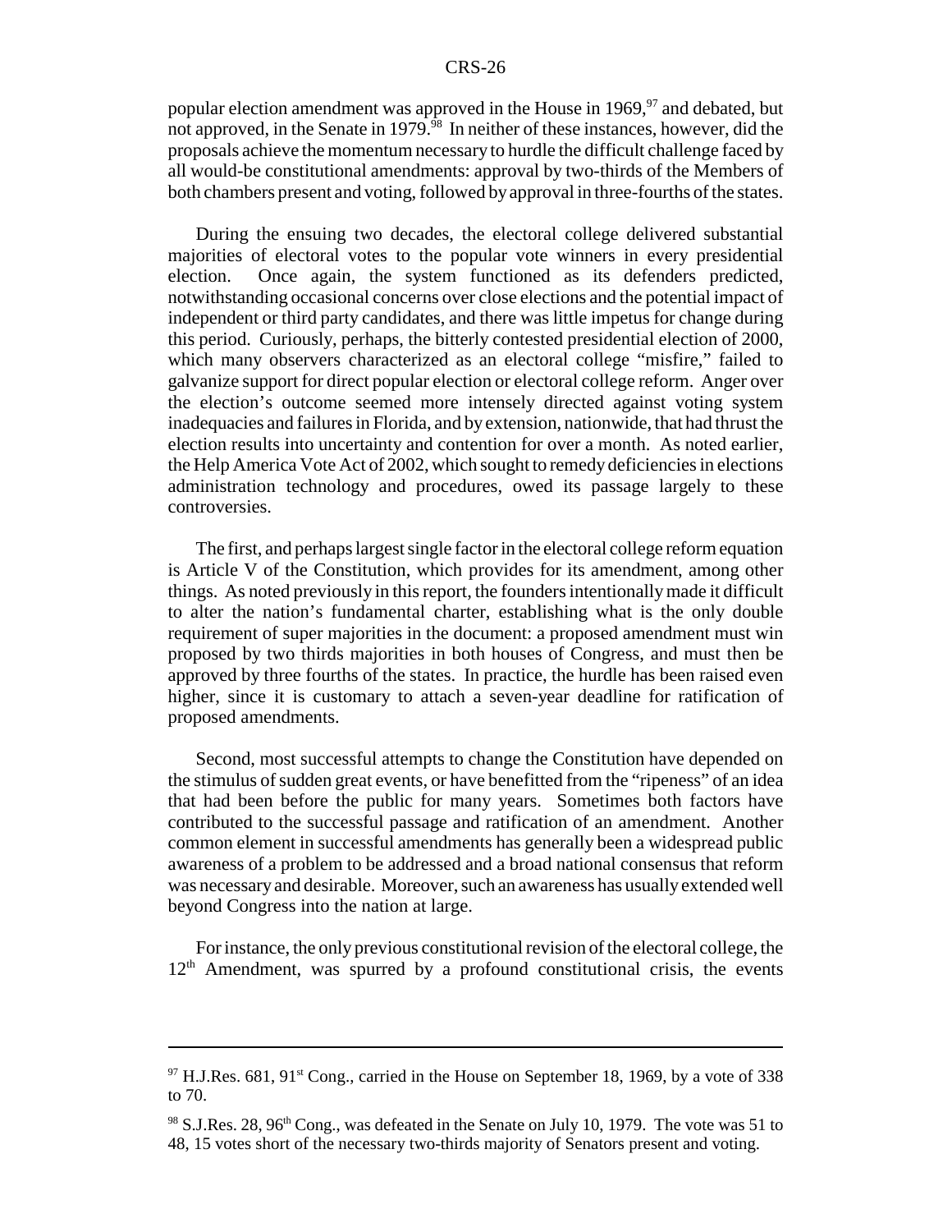popular election amendment was approved in the House in 1969,[97] and debated, but not approved, in the Senate in 1979.[98] In neither of these instances, however, did the proposals achieve the momentum necessary to hurdle the difficult challenge faced by all would-be constitutional amendments: approval by two-thirds of the Members of both chambers present and voting, followed by approval in three-fourths of the states.

During the ensuing two decades, the electoral college delivered substantial majorities of electoral votes to the popular vote winners in every presidential election. Once again, the system functioned as its defenders predicted, notwithstanding occasional concerns over close elections and the potential impact of independent or third party candidates, and there was little impetus for change during this period. Curiously, perhaps, the bitterly contested presidential election of 2000, which many observers characterized as an electoral college "misfire," failed to galvanize support for direct popular election or electoral college reform. Anger over the election's outcome seemed more intensely directed against voting system inadequacies and failures in Florida, and by extension, nationwide, that had thrust the election results into uncertainty and contention for over a month. As noted earlier, the Help America Vote Act of 2002, which sought to remedy deficiencies in elections administration technology and procedures, owed its passage largely to these controversies.

The first, and perhaps largest single factor in the electoral college reform equation is Article V of the Constitution, which provides for its amendment, among other things. As noted previously in this report, the founders intentionally made it difficult to alter the nation's fundamental charter, establishing what is the only double requirement of super majorities in the document: a proposed amendment must win proposed by two thirds majorities in both houses of Congress, and must then be approved by three fourths of the states. In practice, the hurdle has been raised even higher, since it is customary to attach a seven-year deadline for ratification of proposed amendments.

Second, most successful attempts to change the Constitution have depended on the stimulus of sudden great events, or have benefitted from the "ripeness" of an idea that had been before the public for many years. Sometimes both factors have contributed to the successful passage and ratification of an amendment. Another common element in successful amendments has generally been a widespread public awareness of a problem to be addressed and a broad national consensus that reform was necessary and desirable. Moreover, such an awareness has usually extended well beyond Congress into the nation at large.

For instance, the only previous constitutional revision of the electoral college, the 12th Amendment, was spurred by a profound constitutional crisis, the events

---

[97] H.J.Res. 681, 91st Cong., carried in the House on September 18, 1969, by a vote of 338 to 70.

[98] S.J.Res. 28, 96th Cong., was defeated in the Senate on July 10, 1979. The vote was 51 to 48, 15 votes short of the necessary two-thirds majority of Senators present and voting.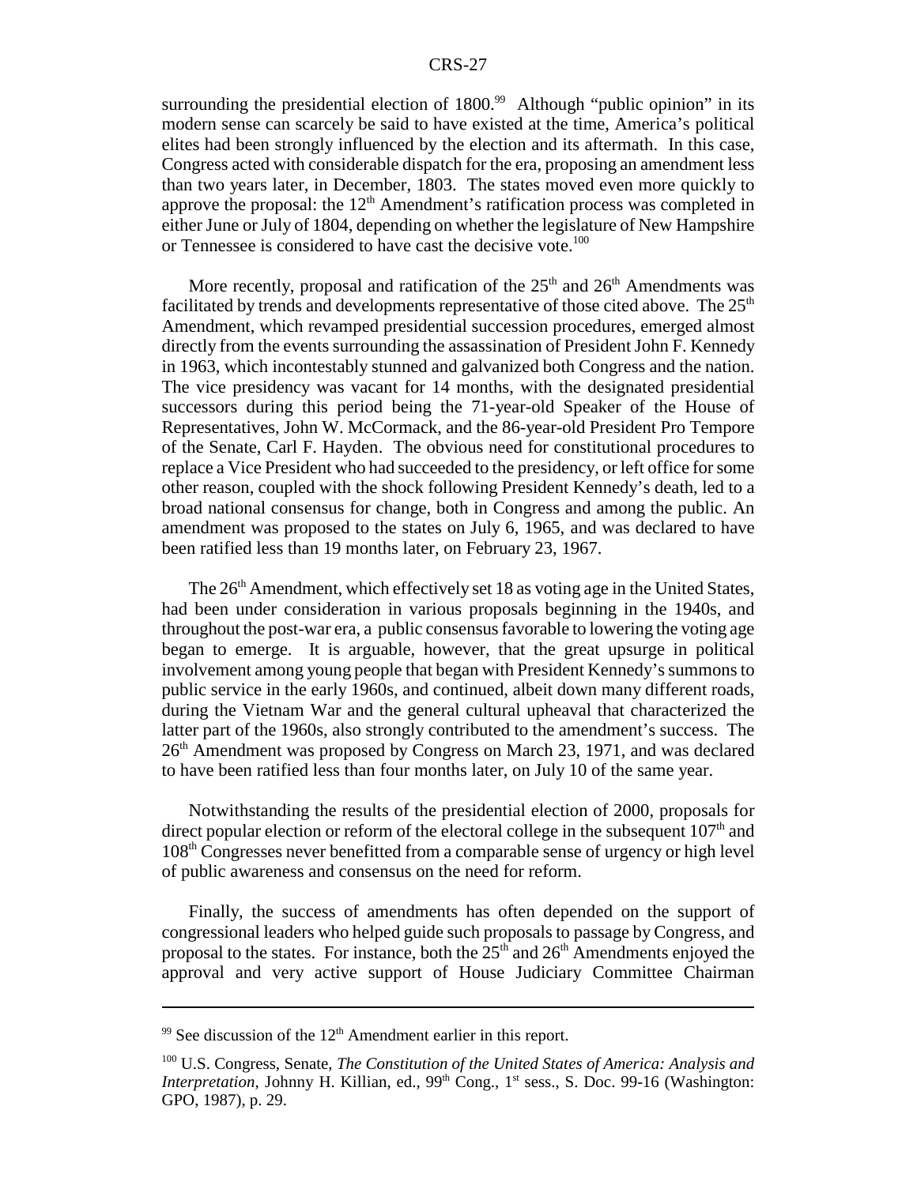surrounding the presidential election of 1800.[99] Although "public opinion" in its modern sense can scarcely be said to have existed at the time, America's political elites had been strongly influenced by the election and its aftermath. In this case, Congress acted with considerable dispatch for the era, proposing an amendment less than two years later, in December, 1803. The states moved even more quickly to approve the proposal: the 12th Amendment's ratification process was completed in either June or July of 1804, depending on whether the legislature of New Hampshire or Tennessee is considered to have cast the decisive vote.[100]

More recently, proposal and ratification of the 25th and 26th Amendments was facilitated by trends and developments representative of those cited above. The 25th Amendment, which revamped presidential succession procedures, emerged almost directly from the events surrounding the assassination of President John F. Kennedy in 1963, which incontestably stunned and galvanized both Congress and the nation. The vice presidency was vacant for 14 months, with the designated presidential successors during this period being the 71-year-old Speaker of the House of Representatives, John W. McCormack, and the 86-year-old President Pro Tempore of the Senate, Carl F. Hayden. The obvious need for constitutional procedures to replace a Vice President who had succeeded to the presidency, or left office for some other reason, coupled with the shock following President Kennedy's death, led to a broad national consensus for change, both in Congress and among the public. An amendment was proposed to the states on July 6, 1965, and was declared to have been ratified less than 19 months later, on February 23, 1967.

The 26th Amendment, which effectively set 18 as voting age in the United States, had been under consideration in various proposals beginning in the 1940s, and throughout the post-war era, a public consensus favorable to lowering the voting age began to emerge. It is arguable, however, that the great upsurge in political involvement among young people that began with President Kennedy's summons to public service in the early 1960s, and continued, albeit down many different roads, during the Vietnam War and the general cultural upheaval that characterized the latter part of the 1960s, also strongly contributed to the amendment's success. The 26th Amendment was proposed by Congress on March 23, 1971, and was declared to have been ratified less than four months later, on July 10 of the same year.

Notwithstanding the results of the presidential election of 2000, proposals for direct popular election or reform of the electoral college in the subsequent 107th and 108th Congresses never benefitted from a comparable sense of urgency or high level of public awareness and consensus on the need for reform.

Finally, the success of amendments has often depended on the support of congressional leaders who helped guide such proposals to passage by Congress, and proposal to the states. For instance, both the 25th and 26th Amendments enjoyed the approval and very active support of House Judiciary Committee Chairman

---

[99] See discussion of the 12th Amendment earlier in this report.

[100] U.S. Congress, Senate, *The Constitution of the United States of America: Analysis and Interpretation*, Johnny H. Killian, ed., 99th Cong., 1st sess., S. Doc. 99-16 (Washington: GPO, 1987), p. 29.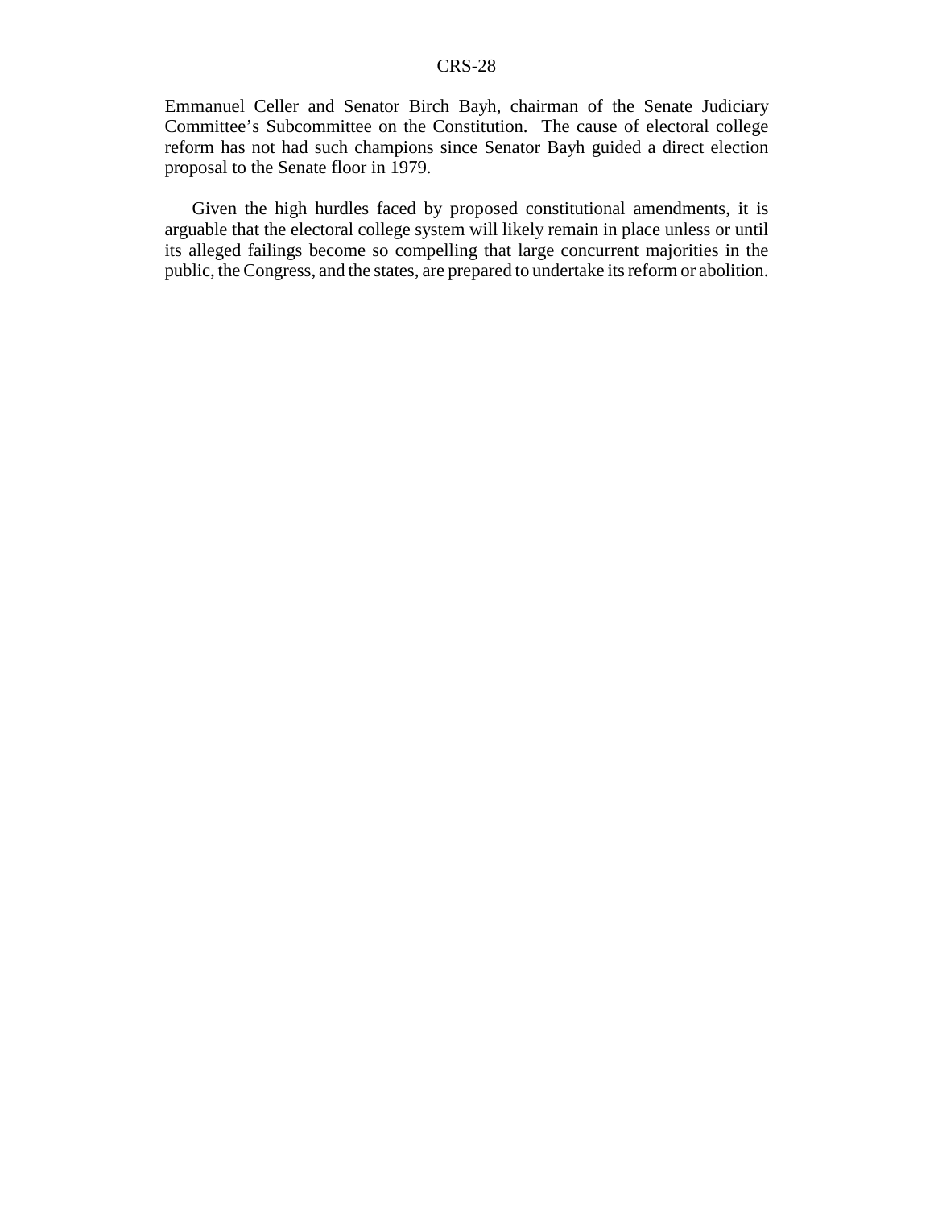Emmanuel Celler and Senator Birch Bayh, chairman of the Senate Judiciary Committee's Subcommittee on the Constitution. The cause of electoral college reform has not had such champions since Senator Bayh guided a direct election proposal to the Senate floor in 1979.

Given the high hurdles faced by proposed constitutional amendments, it is arguable that the electoral college system will likely remain in place unless or until its alleged failings become so compelling that large concurrent majorities in the public, the Congress, and the states, are prepared to undertake its reform or abolition.